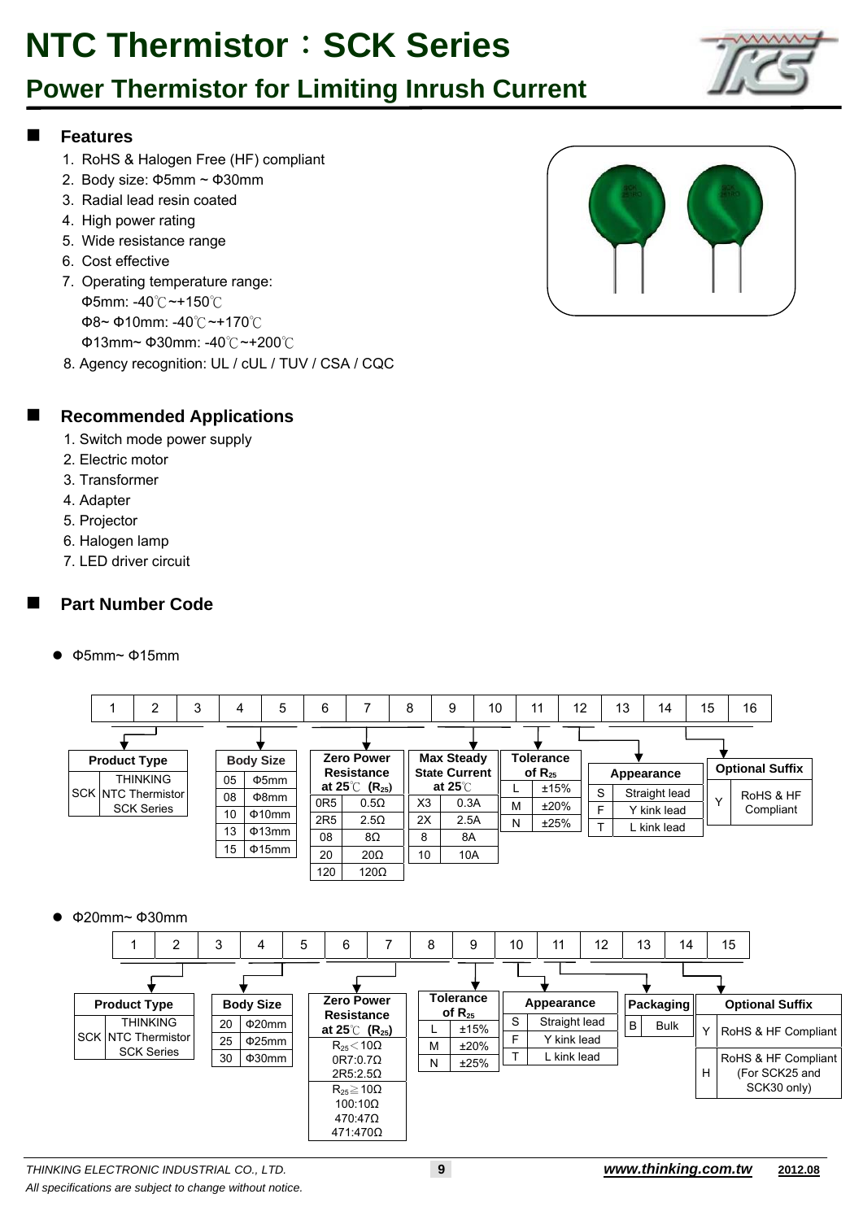# NTC Thermistor：SCK Series

## Power Thermistor for Limiting Inrush Current

### Features

1. RoHS & Halogen Free (HF) compliant
2. Body size: Φ5mm ~ Φ30mm
3. Radial lead resin coated
4. High power rating
5. Wide resistance range
6. Cost effective
7. Operating temperature range:
   Φ5mm: -40℃~+150℃
   Φ8~ Φ10mm: -40℃~+170℃
   Φ13mm~ Φ30mm: -40℃~+200℃
8. Agency recognition: UL / cUL / TUV / CSA / CQC

### Recommended Applications

1. Switch mode power supply
2. Electric motor
3. Transformer
4. Adapter
5. Projector
6. Halogen lamp
7. LED driver circuit

### Part Number Code

- Φ5mm~ Φ15mm

| 1 | 2 | 3 | 4 | 5 | 6 | 7 | 8 | 9 | 10 | 11 | 12 | 13 | 14 | 15 | 16 |
|---|---|---|---|---|---|---|---|---|---|---|---|---|---|---|---|

Positions 1–3: Product Type

| Product Type | |
|---|---|
| SCK | THINKING NTC Thermistor SCK Series |

Positions 4–5: Body Size

| Body Size | |
|---|---|
| 05 | Φ5mm |
| 08 | Φ8mm |
| 10 | Φ10mm |
| 13 | Φ13mm |
| 15 | Φ15mm |

Positions 6–8: Zero Power Resistance at 25℃ ($R_{25}$)

| Zero Power Resistance at 25℃ ($R_{25}$) | |
|---|---|
| 0R5 | 0.5Ω |
| 2R5 | 2.5Ω |
| 08 | 8Ω |
| 20 | 20Ω |
| 120 | 120Ω |

Positions 9–10: Max Steady State Current at 25℃

| Max Steady State Current at 25℃ | |
|---|---|
| X3 | 0.3A |
| 2X | 2.5A |
| 8 | 8A |
| 10 | 10A |

Position 11: Tolerance of $R_{25}$

| Tolerance of $R_{25}$ | |
|---|---|
| L | ±15% |
| M | ±20% |
| N | ±25% |

Positions 12–14: Appearance

| Appearance | |
|---|---|
| S | Straight lead |
| F | Y kink lead |
| T | L kink lead |

Positions 15–16: Optional Suffix

| Optional Suffix | |
|---|---|
| Y | RoHS & HF Compliant |

- Φ20mm~ Φ30mm

| 1 | 2 | 3 | 4 | 5 | 6 | 7 | 8 | 9 | 10 | 11 | 12 | 13 | 14 | 15 |
|---|---|---|---|---|---|---|---|---|---|---|---|---|---|---|

Positions 1–3: Product Type

| Product Type | |
|---|---|
| SCK | THINKING NTC Thermistor SCK Series |

Positions 4–5: Body Size

| Body Size | |
|---|---|
| 20 | Φ20mm |
| 25 | Φ25mm |
| 30 | Φ30mm |

Positions 6–8: Zero Power Resistance at 25℃ ($R_{25}$)

| Zero Power Resistance at 25℃ ($R_{25}$) |
|---|
| $R_{25}$＜10Ω |
| 0R7:0.7Ω |
| 2R5:2.5Ω |
| $R_{25}$≧10Ω |
| 100:10Ω |
| 470:47Ω |
| 471:470Ω |

Position 9: Tolerance of $R_{25}$

| Tolerance of $R_{25}$ | |
|---|---|
| L | ±15% |
| M | ±20% |
| N | ±25% |

Positions 10–12: Appearance

| Appearance | |
|---|---|
| S | Straight lead |
| F | Y kink lead |
| T | L kink lead |

Position 13: Packaging

| Packaging | |
|---|---|
| B | Bulk |

Positions 14–15: Optional Suffix

| Optional Suffix | |
|---|---|
| Y | RoHS & HF Compliant |
| H | RoHS & HF Compliant (For SCK25 and SCK30 only) |

*THINKING ELECTRONIC INDUSTRIAL CO., LTD.* **www.thinking.com.tw** 2012.08

*All specifications are subject to change without notice.*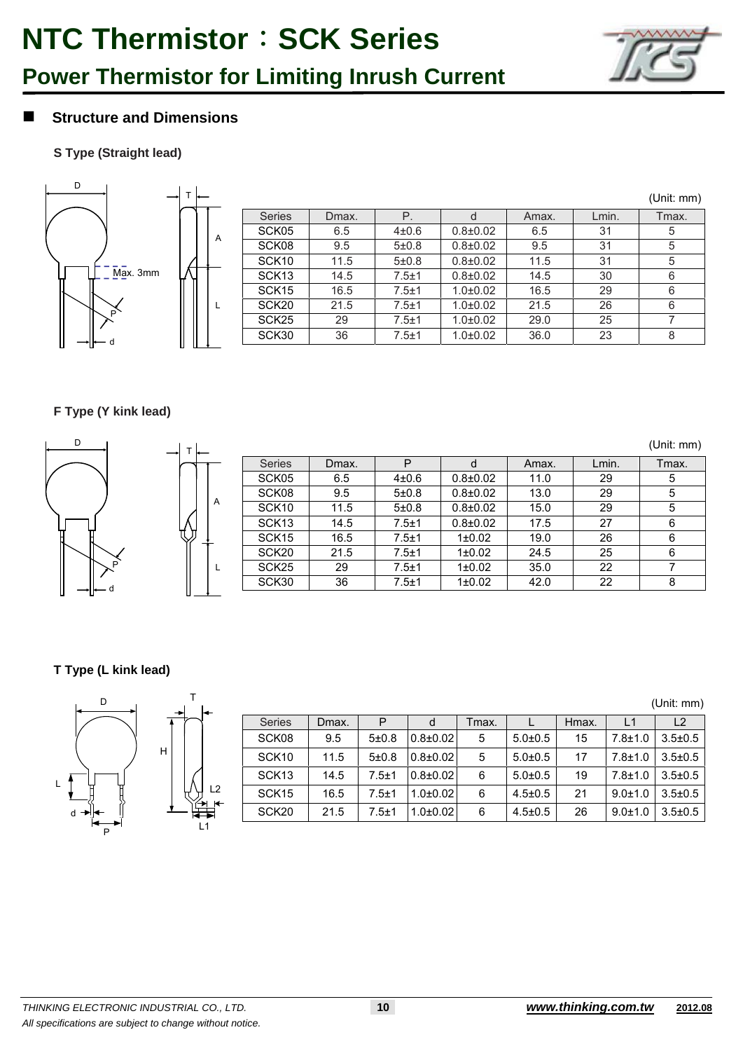# NTC Thermistor：SCK Series

## Power Thermistor for Limiting Inrush Current

### ■ Structure and Dimensions

**S Type (Straight lead)**

(Unit: mm)

| Series | Dmax. | P. | d | Amax. | Lmin. | Tmax. |
|---|---|---|---|---|---|---|
| SCK05 | 6.5 | 4±0.6 | 0.8±0.02 | 6.5 | 31 | 5 |
| SCK08 | 9.5 | 5±0.8 | 0.8±0.02 | 9.5 | 31 | 5 |
| SCK10 | 11.5 | 5±0.8 | 0.8±0.02 | 11.5 | 31 | 5 |
| SCK13 | 14.5 | 7.5±1 | 0.8±0.02 | 14.5 | 30 | 6 |
| SCK15 | 16.5 | 7.5±1 | 1.0±0.02 | 16.5 | 29 | 6 |
| SCK20 | 21.5 | 7.5±1 | 1.0±0.02 | 21.5 | 26 | 6 |
| SCK25 | 29 | 7.5±1 | 1.0±0.02 | 29.0 | 25 | 7 |
| SCK30 | 36 | 7.5±1 | 1.0±0.02 | 36.0 | 23 | 8 |

**F Type (Y kink lead)**

(Unit: mm)

| Series | Dmax. | P | d | Amax. | Lmin. | Tmax. |
|---|---|---|---|---|---|---|
| SCK05 | 6.5 | 4±0.6 | 0.8±0.02 | 11.0 | 29 | 5 |
| SCK08 | 9.5 | 5±0.8 | 0.8±0.02 | 13.0 | 29 | 5 |
| SCK10 | 11.5 | 5±0.8 | 0.8±0.02 | 15.0 | 29 | 5 |
| SCK13 | 14.5 | 7.5±1 | 0.8±0.02 | 17.5 | 27 | 6 |
| SCK15 | 16.5 | 7.5±1 | 1±0.02 | 19.0 | 26 | 6 |
| SCK20 | 21.5 | 7.5±1 | 1±0.02 | 24.5 | 25 | 6 |
| SCK25 | 29 | 7.5±1 | 1±0.02 | 35.0 | 22 | 7 |
| SCK30 | 36 | 7.5±1 | 1±0.02 | 42.0 | 22 | 8 |

**T Type (L kink lead)**

(Unit: mm)

| Series | Dmax. | P | d | Tmax. | L | Hmax. | L1 | L2 |
|---|---|---|---|---|---|---|---|---|
| SCK08 | 9.5 | 5±0.8 | 0.8±0.02 | 5 | 5.0±0.5 | 15 | 7.8±1.0 | 3.5±0.5 |
| SCK10 | 11.5 | 5±0.8 | 0.8±0.02 | 5 | 5.0±0.5 | 17 | 7.8±1.0 | 3.5±0.5 |
| SCK13 | 14.5 | 7.5±1 | 0.8±0.02 | 6 | 5.0±0.5 | 19 | 7.8±1.0 | 3.5±0.5 |
| SCK15 | 16.5 | 7.5±1 | 1.0±0.02 | 6 | 4.5±0.5 | 21 | 9.0±1.0 | 3.5±0.5 |
| SCK20 | 21.5 | 7.5±1 | 1.0±0.02 | 6 | 4.5±0.5 | 26 | 9.0±1.0 | 3.5±0.5 |

*THINKING ELECTRONIC INDUSTRIAL CO., LTD.*
*All specifications are subject to change without notice.*
***www.thinking.com.tw*** **2012.08**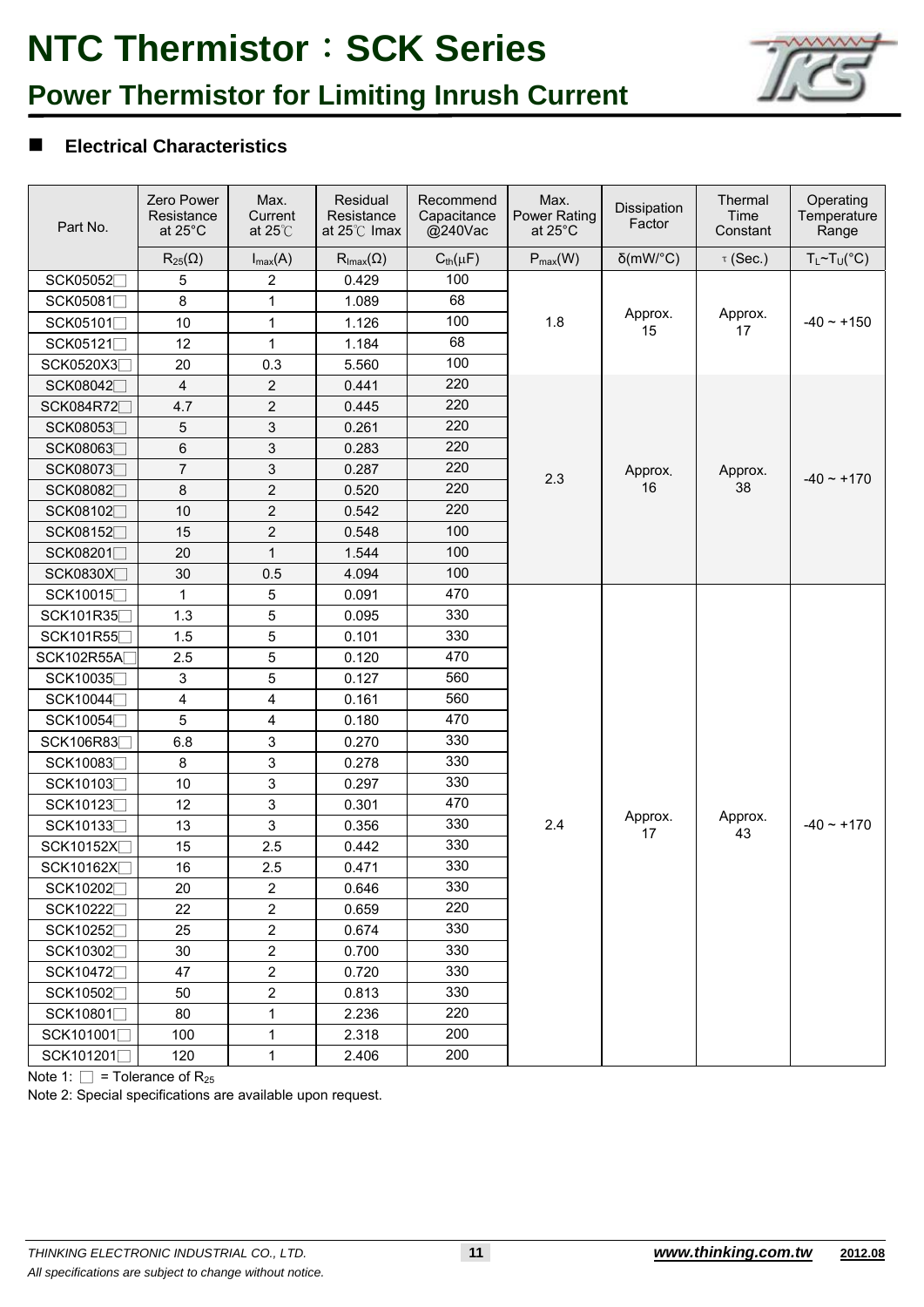# NTC Thermistor：SCK Series

## Power Thermistor for Limiting Inrush Current

### Electrical Characteristics

| Part No. | Zero Power Resistance at 25°C | Max. Current at 25℃ | Residual Resistance at 25℃ Imax | Recommend Capacitance @240Vac | Max. Power Rating at 25°C | Dissipation Factor | Thermal Time Constant | Operating Temperature Range |
|---|---|---|---|---|---|---|---|---|
| | $R_{25}$(Ω) | $I_{max}$(A) | $R_{Imax}$(Ω) | $C_{th}$(μF) | $P_{max}$(W) | δ(mW/°C) | τ (Sec.) | $T_L$~$T_U$(°C) |
| SCK05052□ | 5 | 2 | 0.429 | 100 | 1.8 | Approx. 15 | Approx. 17 | -40 ~ +150 |
| SCK05081□ | 8 | 1 | 1.089 | 68 | | | | |
| SCK05101□ | 10 | 1 | 1.126 | 100 | | | | |
| SCK05121□ | 12 | 1 | 1.184 | 68 | | | | |
| SCK0520X3□ | 20 | 0.3 | 5.560 | 100 | | | | |
| SCK08042□ | 4 | 2 | 0.441 | 220 | 2.3 | Approx. 16 | Approx. 38 | -40 ~ +170 |
| SCK084R72□ | 4.7 | 2 | 0.445 | 220 | | | | |
| SCK08053□ | 5 | 3 | 0.261 | 220 | | | | |
| SCK08063□ | 6 | 3 | 0.283 | 220 | | | | |
| SCK08073□ | 7 | 3 | 0.287 | 220 | | | | |
| SCK08082□ | 8 | 2 | 0.520 | 220 | | | | |
| SCK08102□ | 10 | 2 | 0.542 | 220 | | | | |
| SCK08152□ | 15 | 2 | 0.548 | 100 | | | | |
| SCK08201□ | 20 | 1 | 1.544 | 100 | | | | |
| SCK0830X□ | 30 | 0.5 | 4.094 | 100 | | | | |
| SCK10015□ | 1 | 5 | 0.091 | 470 | 2.4 | Approx. 17 | Approx. 43 | -40 ~ +170 |
| SCK101R35□ | 1.3 | 5 | 0.095 | 330 | | | | |
| SCK101R55□ | 1.5 | 5 | 0.101 | 330 | | | | |
| SCK102R55A□ | 2.5 | 5 | 0.120 | 470 | | | | |
| SCK10035□ | 3 | 5 | 0.127 | 560 | | | | |
| SCK10044□ | 4 | 4 | 0.161 | 560 | | | | |
| SCK10054□ | 5 | 4 | 0.180 | 470 | | | | |
| SCK106R83□ | 6.8 | 3 | 0.270 | 330 | | | | |
| SCK10083□ | 8 | 3 | 0.278 | 330 | | | | |
| SCK10103□ | 10 | 3 | 0.297 | 330 | | | | |
| SCK10123□ | 12 | 3 | 0.301 | 470 | | | | |
| SCK10133□ | 13 | 3 | 0.356 | 330 | | | | |
| SCK10152X□ | 15 | 2.5 | 0.442 | 330 | | | | |
| SCK10162X□ | 16 | 2.5 | 0.471 | 330 | | | | |
| SCK10202□ | 20 | 2 | 0.646 | 330 | | | | |
| SCK10222□ | 22 | 2 | 0.659 | 220 | | | | |
| SCK10252□ | 25 | 2 | 0.674 | 330 | | | | |
| SCK10302□ | 30 | 2 | 0.700 | 330 | | | | |
| SCK10472□ | 47 | 2 | 0.720 | 330 | | | | |
| SCK10502□ | 50 | 2 | 0.813 | 330 | | | | |
| SCK10801□ | 80 | 1 | 2.236 | 220 | | | | |
| SCK101001□ | 100 | 1 | 2.318 | 200 | | | | |
| SCK101201□ | 120 | 1 | 2.406 | 200 | | | | |

Note 1: □ = Tolerance of $R_{25}$

Note 2: Special specifications are available upon request.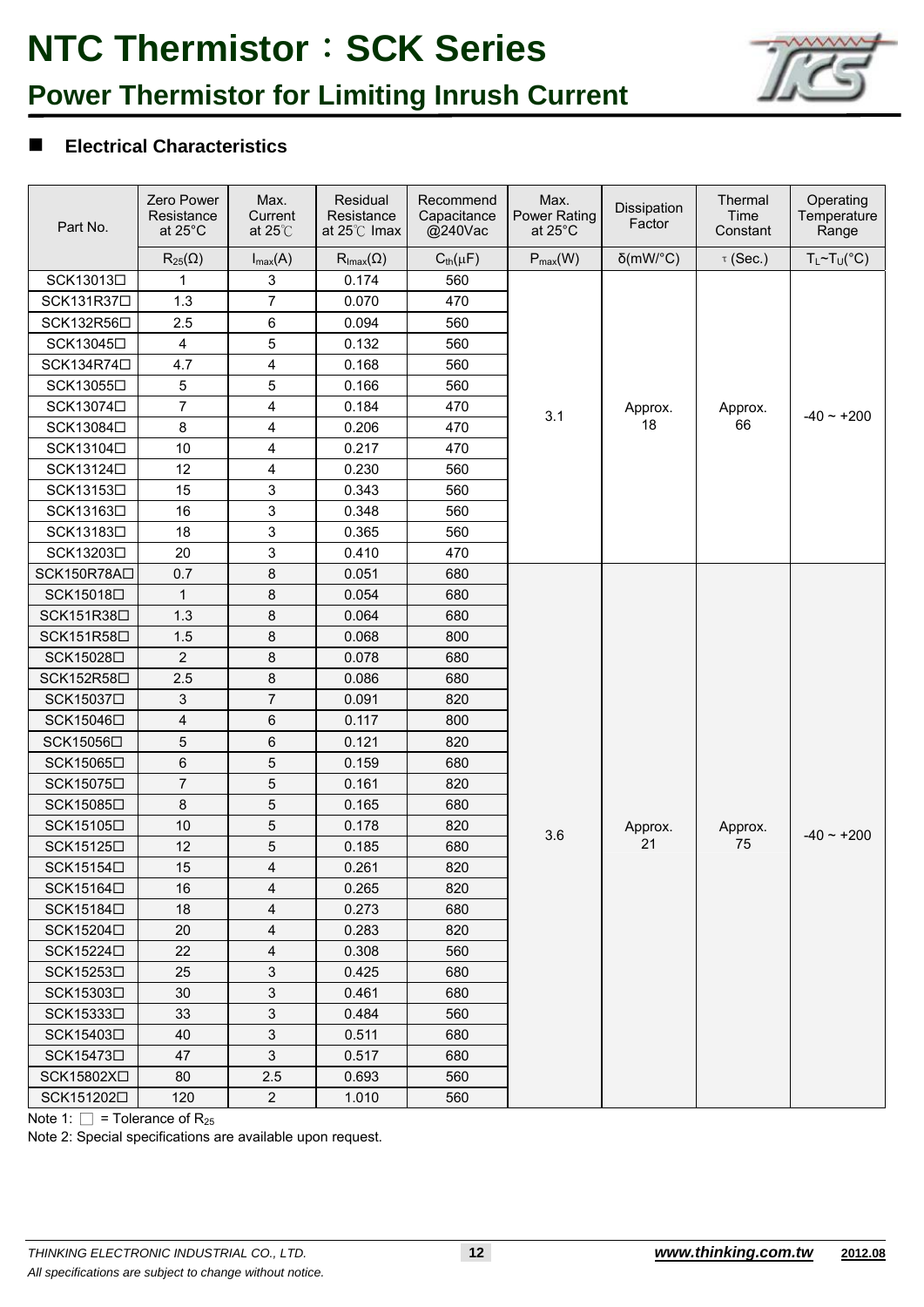# NTC Thermistor：SCK Series

## Power Thermistor for Limiting Inrush Current

### ■ Electrical Characteristics

| Part No. | Zero Power Resistance at 25°C | Max. Current at 25℃ | Residual Resistance at 25℃ Imax | Recommend Capacitance @240Vac | Max. Power Rating at 25°C | Dissipation Factor | Thermal Time Constant | Operating Temperature Range |
|---|---|---|---|---|---|---|---|---|
| | $R_{25}(\Omega)$ | $I_{max}(A)$ | $R_{Imax}(\Omega)$ | $C_{th}(\mu F)$ | $P_{max}(W)$ | δ(mW/°C) | τ (Sec.) | $T_L$~$T_U$(°C) |
| SCK13013☐ | 1 | 3 | 0.174 | 560 | 3.1 | Approx. 18 | Approx. 66 | -40 ~ +200 |
| SCK131R37☐ | 1.3 | 7 | 0.070 | 470 | | | | |
| SCK132R56☐ | 2.5 | 6 | 0.094 | 560 | | | | |
| SCK13045☐ | 4 | 5 | 0.132 | 560 | | | | |
| SCK134R74☐ | 4.7 | 4 | 0.168 | 560 | | | | |
| SCK13055☐ | 5 | 5 | 0.166 | 560 | | | | |
| SCK13074☐ | 7 | 4 | 0.184 | 470 | | | | |
| SCK13084☐ | 8 | 4 | 0.206 | 470 | | | | |
| SCK13104☐ | 10 | 4 | 0.217 | 470 | | | | |
| SCK13124☐ | 12 | 4 | 0.230 | 560 | | | | |
| SCK13153☐ | 15 | 3 | 0.343 | 560 | | | | |
| SCK13163☐ | 16 | 3 | 0.348 | 560 | | | | |
| SCK13183☐ | 18 | 3 | 0.365 | 560 | | | | |
| SCK13203☐ | 20 | 3 | 0.410 | 470 | | | | |
| SCK150R78A☐ | 0.7 | 8 | 0.051 | 680 | 3.6 | Approx. 21 | Approx. 75 | -40 ~ +200 |
| SCK15018☐ | 1 | 8 | 0.054 | 680 | | | | |
| SCK151R38☐ | 1.3 | 8 | 0.064 | 680 | | | | |
| SCK151R58☐ | 1.5 | 8 | 0.068 | 800 | | | | |
| SCK15028☐ | 2 | 8 | 0.078 | 680 | | | | |
| SCK152R58☐ | 2.5 | 8 | 0.086 | 680 | | | | |
| SCK15037☐ | 3 | 7 | 0.091 | 820 | | | | |
| SCK15046☐ | 4 | 6 | 0.117 | 800 | | | | |
| SCK15056☐ | 5 | 6 | 0.121 | 820 | | | | |
| SCK15065☐ | 6 | 5 | 0.159 | 680 | | | | |
| SCK15075☐ | 7 | 5 | 0.161 | 820 | | | | |
| SCK15085☐ | 8 | 5 | 0.165 | 680 | | | | |
| SCK15105☐ | 10 | 5 | 0.178 | 820 | | | | |
| SCK15125☐ | 12 | 5 | 0.185 | 680 | | | | |
| SCK15154☐ | 15 | 4 | 0.261 | 820 | | | | |
| SCK15164☐ | 16 | 4 | 0.265 | 820 | | | | |
| SCK15184☐ | 18 | 4 | 0.273 | 680 | | | | |
| SCK15204☐ | 20 | 4 | 0.283 | 820 | | | | |
| SCK15224☐ | 22 | 4 | 0.308 | 560 | | | | |
| SCK15253☐ | 25 | 3 | 0.425 | 680 | | | | |
| SCK15303☐ | 30 | 3 | 0.461 | 680 | | | | |
| SCK15333☐ | 33 | 3 | 0.484 | 560 | | | | |
| SCK15403☐ | 40 | 3 | 0.511 | 680 | | | | |
| SCK15473☐ | 47 | 3 | 0.517 | 680 | | | | |
| SCK15802X☐ | 80 | 2.5 | 0.693 | 560 | | | | |
| SCK151202☐ | 120 | 2 | 1.010 | 560 | | | | |

Note 1: ☐ = Tolerance of $R_{25}$

Note 2: Special specifications are available upon request.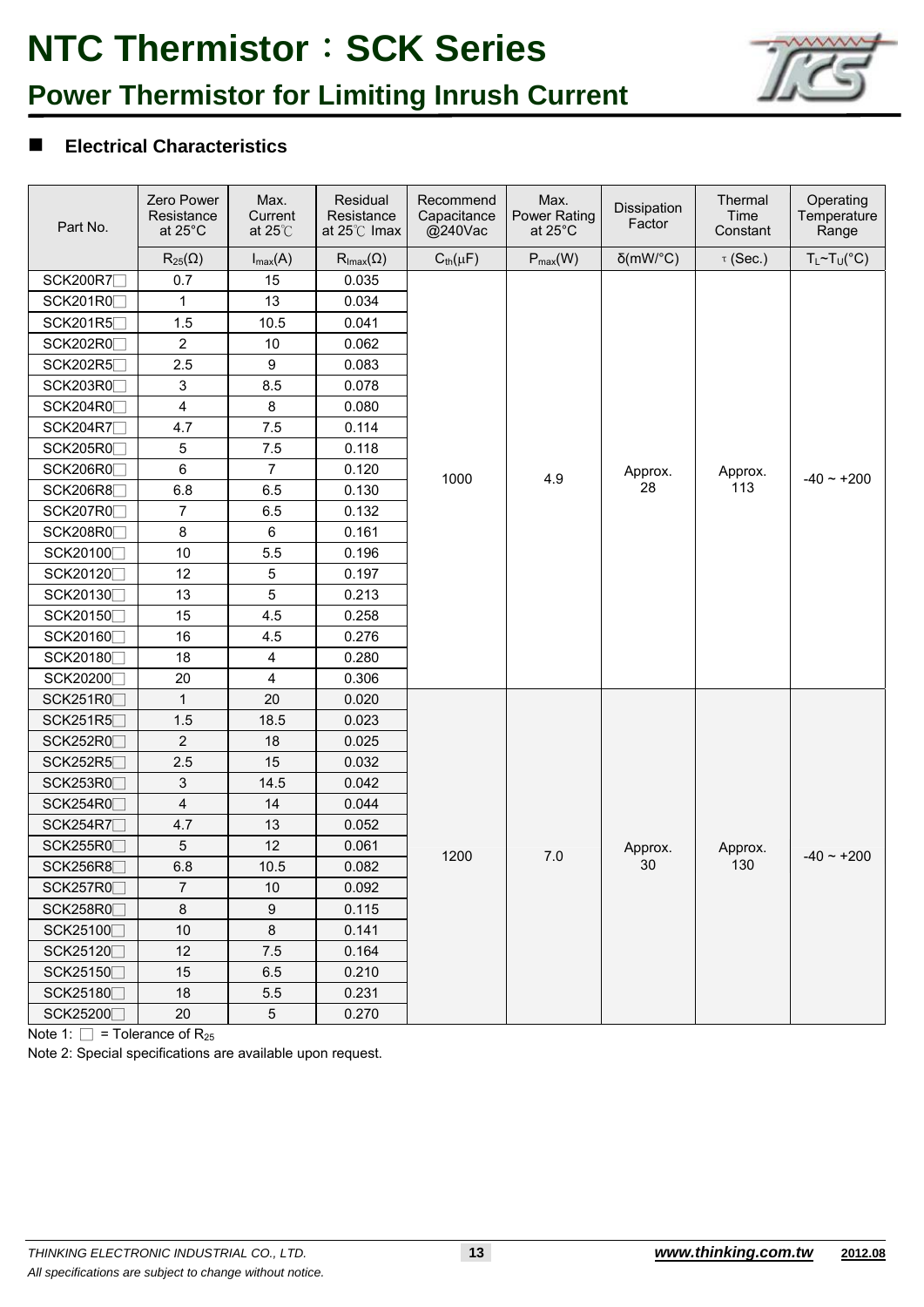# NTC Thermistor：SCK Series

## Power Thermistor for Limiting Inrush Current

### ■ Electrical Characteristics

| Part No. | Zero Power Resistance at 25°C | Max. Current at 25℃ | Residual Resistance at 25℃ Imax | Recommend Capacitance @240Vac | Max. Power Rating at 25°C | Dissipation Factor | Thermal Time Constant | Operating Temperature Range |
|---|---|---|---|---|---|---|---|---|
| | $R_{25}(\Omega)$ | $I_{max}(A)$ | $R_{Imax}(\Omega)$ | $C_{th}(\mu F)$ | $P_{max}(W)$ | δ(mW/°C) | τ (Sec.) | $T_L$~$T_U$(°C) |
| SCK200R7□ | 0.7 | 15 | 0.035 | 1000 | 4.9 | Approx. 28 | Approx. 113 | -40 ~ +200 |
| SCK201R0□ | 1 | 13 | 0.034 | | | | | |
| SCK201R5□ | 1.5 | 10.5 | 0.041 | | | | | |
| SCK202R0□ | 2 | 10 | 0.062 | | | | | |
| SCK202R5□ | 2.5 | 9 | 0.083 | | | | | |
| SCK203R0□ | 3 | 8.5 | 0.078 | | | | | |
| SCK204R0□ | 4 | 8 | 0.080 | | | | | |
| SCK204R7□ | 4.7 | 7.5 | 0.114 | | | | | |
| SCK205R0□ | 5 | 7.5 | 0.118 | | | | | |
| SCK206R0□ | 6 | 7 | 0.120 | | | | | |
| SCK206R8□ | 6.8 | 6.5 | 0.130 | | | | | |
| SCK207R0□ | 7 | 6.5 | 0.132 | | | | | |
| SCK208R0□ | 8 | 6 | 0.161 | | | | | |
| SCK20100□ | 10 | 5.5 | 0.196 | | | | | |
| SCK20120□ | 12 | 5 | 0.197 | | | | | |
| SCK20130□ | 13 | 5 | 0.213 | | | | | |
| SCK20150□ | 15 | 4.5 | 0.258 | | | | | |
| SCK20160□ | 16 | 4.5 | 0.276 | | | | | |
| SCK20180□ | 18 | 4 | 0.280 | | | | | |
| SCK20200□ | 20 | 4 | 0.306 | | | | | |
| SCK251R0□ | 1 | 20 | 0.020 | 1200 | 7.0 | Approx. 30 | Approx. 130 | -40 ~ +200 |
| SCK251R5□ | 1.5 | 18.5 | 0.023 | | | | | |
| SCK252R0□ | 2 | 18 | 0.025 | | | | | |
| SCK252R5□ | 2.5 | 15 | 0.032 | | | | | |
| SCK253R0□ | 3 | 14.5 | 0.042 | | | | | |
| SCK254R0□ | 4 | 14 | 0.044 | | | | | |
| SCK254R7□ | 4.7 | 13 | 0.052 | | | | | |
| SCK255R0□ | 5 | 12 | 0.061 | | | | | |
| SCK256R8□ | 6.8 | 10.5 | 0.082 | | | | | |
| SCK257R0□ | 7 | 10 | 0.092 | | | | | |
| SCK258R0□ | 8 | 9 | 0.115 | | | | | |
| SCK25100□ | 10 | 8 | 0.141 | | | | | |
| SCK25120□ | 12 | 7.5 | 0.164 | | | | | |
| SCK25150□ | 15 | 6.5 | 0.210 | | | | | |
| SCK25180□ | 18 | 5.5 | 0.231 | | | | | |
| SCK25200□ | 20 | 5 | 0.270 | | | | | |

Note 1: □ = Tolerance of $R_{25}$

Note 2: Special specifications are available upon request.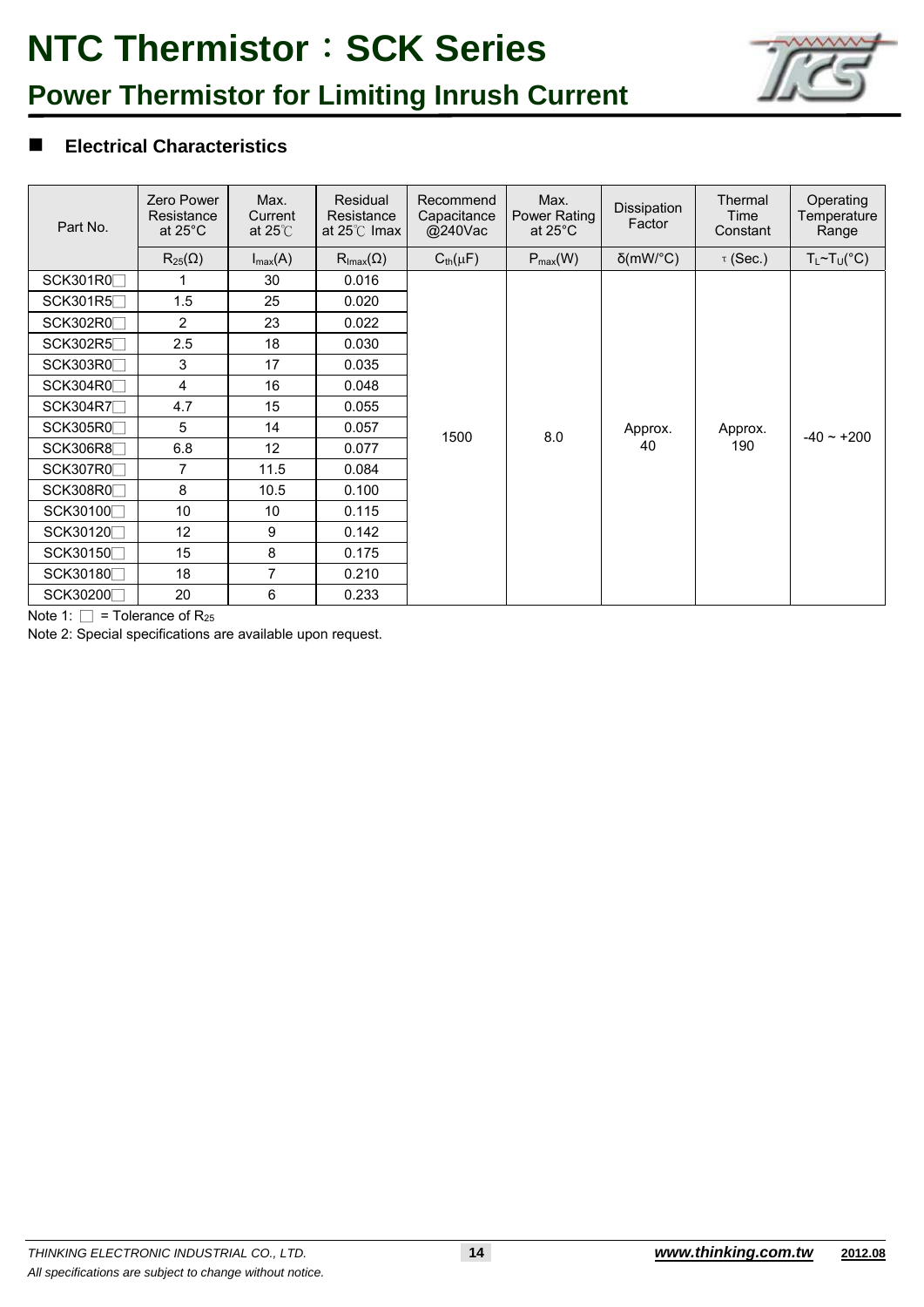# NTC Thermistor：SCK Series

## Power Thermistor for Limiting Inrush Current

### ■ Electrical Characteristics

| Part No. | Zero Power Resistance at 25°C | Max. Current at 25℃ | Residual Resistance at 25℃ Imax | Recommend Capacitance @240Vac | Max. Power Rating at 25°C | Dissipation Factor | Thermal Time Constant | Operating Temperature Range |
|---|---|---|---|---|---|---|---|---|
| | $R_{25}(\Omega)$ | $I_{max}(A)$ | $R_{Imax}(\Omega)$ | $C_{th}(\mu F)$ | $P_{max}(W)$ | δ(mW/°C) | τ (Sec.) | $T_L$~$T_U$(°C) |
| SCK301R0□ | 1 | 30 | 0.016 | 1500 | 8.0 | Approx. 40 | Approx. 190 | -40 ~ +200 |
| SCK301R5□ | 1.5 | 25 | 0.020 | | | | | |
| SCK302R0□ | 2 | 23 | 0.022 | | | | | |
| SCK302R5□ | 2.5 | 18 | 0.030 | | | | | |
| SCK303R0□ | 3 | 17 | 0.035 | | | | | |
| SCK304R0□ | 4 | 16 | 0.048 | | | | | |
| SCK304R7□ | 4.7 | 15 | 0.055 | | | | | |
| SCK305R0□ | 5 | 14 | 0.057 | | | | | |
| SCK306R8□ | 6.8 | 12 | 0.077 | | | | | |
| SCK307R0□ | 7 | 11.5 | 0.084 | | | | | |
| SCK308R0□ | 8 | 10.5 | 0.100 | | | | | |
| SCK30100□ | 10 | 10 | 0.115 | | | | | |
| SCK30120□ | 12 | 9 | 0.142 | | | | | |
| SCK30150□ | 15 | 8 | 0.175 | | | | | |
| SCK30180□ | 18 | 7 | 0.210 | | | | | |
| SCK30200□ | 20 | 6 | 0.233 | | | | | |

Note 1: □ = Tolerance of $R_{25}$

Note 2: Special specifications are available upon request.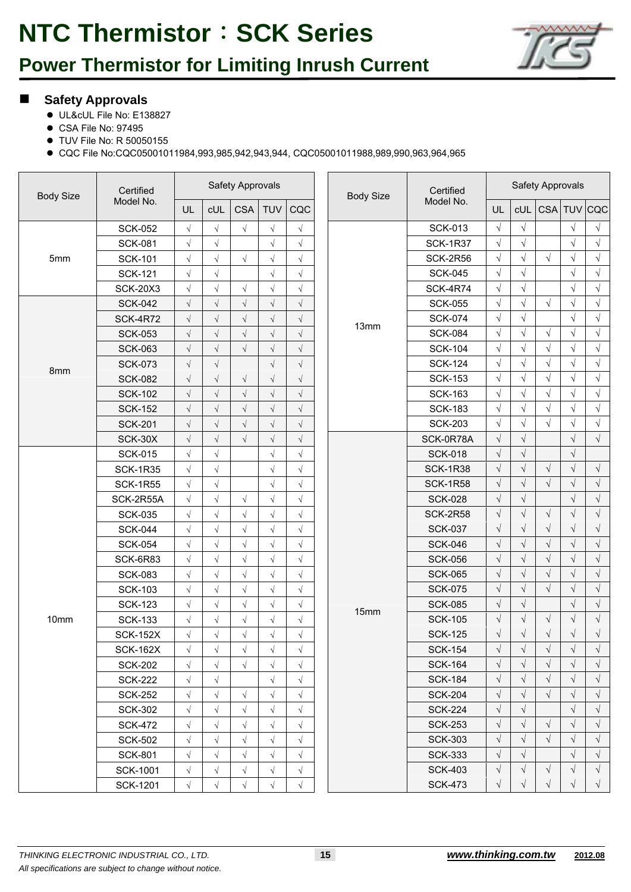# NTC Thermistor：SCK Series

## Power Thermistor for Limiting Inrush Current

### Safety Approvals

- UL&cUL File No: E138827
- CSA File No: 97495
- TUV File No: R 50050155
- CQC File No:CQC05001011984,993,985,942,943,944, CQC05001011988,989,990,963,964,965

| Body Size | Certified Model No. | Safety Approvals | | | | |
|---|---|---|---|---|---|---|
| | | UL | cUL | CSA | TUV | CQC |
| 5mm | SCK-052 | √ | √ | √ | √ | √ |
| | SCK-081 | √ | √ | | √ | √ |
| | SCK-101 | √ | √ | √ | √ | √ |
| | SCK-121 | √ | √ | | √ | √ |
| | SCK-20X3 | √ | √ | √ | √ | √ |
| 8mm | SCK-042 | √ | √ | √ | √ | √ |
| | SCK-4R72 | √ | √ | √ | √ | √ |
| | SCK-053 | √ | √ | √ | √ | √ |
| | SCK-063 | √ | √ | √ | √ | √ |
| | SCK-073 | √ | √ | | √ | √ |
| | SCK-082 | √ | √ | √ | √ | √ |
| | SCK-102 | √ | √ | √ | √ | √ |
| | SCK-152 | √ | √ | √ | √ | √ |
| | SCK-201 | √ | √ | √ | √ | √ |
| | SCK-30X | √ | √ | √ | √ | √ |
| 10mm | SCK-015 | √ | √ | | √ | √ |
| | SCK-1R35 | √ | √ | | √ | √ |
| | SCK-1R55 | √ | √ | | √ | √ |
| | SCK-2R55A | √ | √ | √ | √ | √ |
| | SCK-035 | √ | √ | √ | √ | √ |
| | SCK-044 | √ | √ | √ | √ | √ |
| | SCK-054 | √ | √ | √ | √ | √ |
| | SCK-6R83 | √ | √ | √ | √ | √ |
| | SCK-083 | √ | √ | √ | √ | √ |
| | SCK-103 | √ | √ | √ | √ | √ |
| | SCK-123 | √ | √ | √ | √ | √ |
| | SCK-133 | √ | √ | √ | √ | √ |
| | SCK-152X | √ | √ | √ | √ | √ |
| | SCK-162X | √ | √ | √ | √ | √ |
| | SCK-202 | √ | √ | √ | √ | √ |
| | SCK-222 | √ | √ | | √ | √ |
| | SCK-252 | √ | √ | √ | √ | √ |
| | SCK-302 | √ | √ | √ | √ | √ |
| | SCK-472 | √ | √ | √ | √ | √ |
| | SCK-502 | √ | √ | √ | √ | √ |
| | SCK-801 | √ | √ | √ | √ | √ |
| | SCK-1001 | √ | √ | √ | √ | √ |
| | SCK-1201 | √ | √ | √ | √ | √ |

| Body Size | Certified Model No. | Safety Approvals | | | | |
|---|---|---|---|---|---|---|
| | | UL | cUL | CSA | TUV | CQC |
| 13mm | SCK-013 | √ | √ | | √ | √ |
| | SCK-1R37 | √ | √ | | √ | √ |
| | SCK-2R56 | √ | √ | √ | √ | √ |
| | SCK-045 | √ | √ | | √ | √ |
| | SCK-4R74 | √ | √ | | √ | √ |
| | SCK-055 | √ | √ | √ | √ | √ |
| | SCK-074 | √ | √ | | √ | √ |
| | SCK-084 | √ | √ | √ | √ | √ |
| | SCK-104 | √ | √ | √ | √ | √ |
| | SCK-124 | √ | √ | √ | √ | √ |
| | SCK-153 | √ | √ | √ | √ | √ |
| | SCK-163 | √ | √ | √ | √ | √ |
| | SCK-183 | √ | √ | √ | √ | √ |
| | SCK-203 | √ | √ | √ | √ | √ |
| 15mm | SCK-0R78A | √ | √ | | √ | √ |
| | SCK-018 | √ | √ | | √ | |
| | SCK-1R38 | √ | √ | √ | √ | √ |
| | SCK-1R58 | √ | √ | √ | √ | √ |
| | SCK-028 | √ | √ | | √ | √ |
| | SCK-2R58 | √ | √ | √ | √ | √ |
| | SCK-037 | √ | √ | √ | √ | √ |
| | SCK-046 | √ | √ | √ | √ | √ |
| | SCK-056 | √ | √ | √ | √ | √ |
| | SCK-065 | √ | √ | √ | √ | √ |
| | SCK-075 | √ | √ | √ | √ | √ |
| | SCK-085 | √ | √ | | √ | √ |
| | SCK-105 | √ | √ | √ | √ | √ |
| | SCK-125 | √ | √ | √ | √ | √ |
| | SCK-154 | √ | √ | √ | √ | √ |
| | SCK-164 | √ | √ | √ | √ | √ |
| | SCK-184 | √ | √ | √ | √ | √ |
| | SCK-204 | √ | √ | √ | √ | √ |
| | SCK-224 | √ | √ | | √ | √ |
| | SCK-253 | √ | √ | √ | √ | √ |
| | SCK-303 | √ | √ | √ | √ | √ |
| | SCK-333 | √ | √ | | √ | √ |
| | SCK-403 | √ | √ | √ | √ | √ |
| | SCK-473 | √ | √ | √ | √ | √ |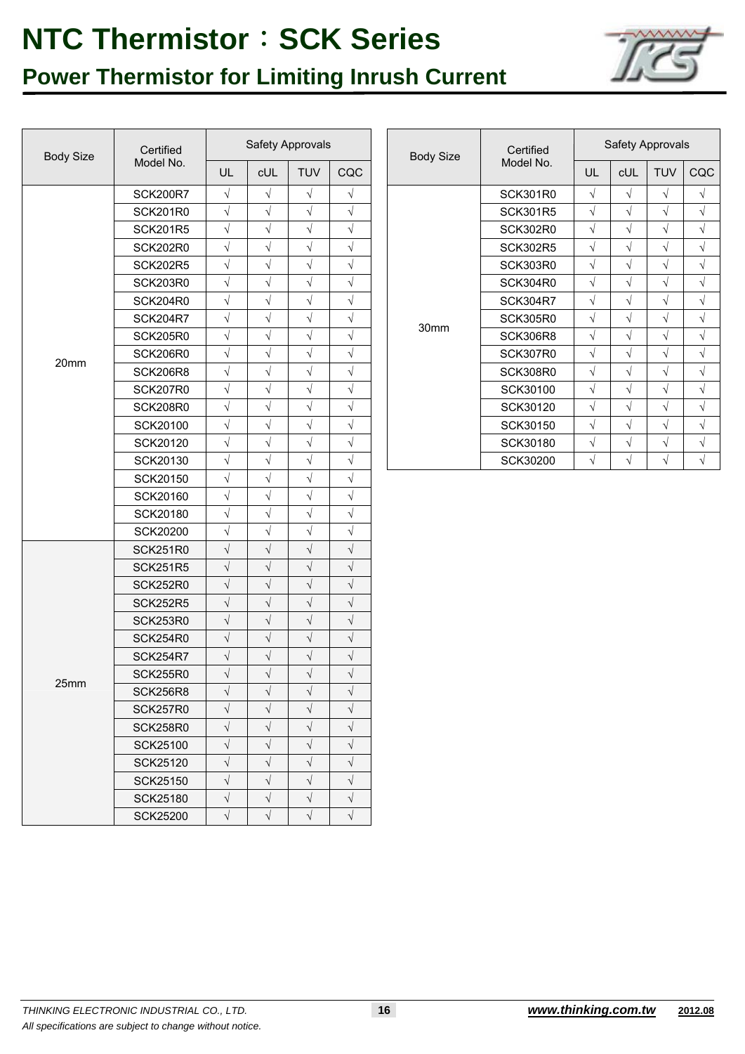# NTC Thermistor：SCK Series

## Power Thermistor for Limiting Inrush Current

| Body Size | Certified Model No. | Safety Approvals | | | |
|---|---|---|---|---|---|
| | | UL | cUL | TUV | CQC |
| 20mm | SCK200R7 | √ | √ | √ | √ |
| | SCK201R0 | √ | √ | √ | √ |
| | SCK201R5 | √ | √ | √ | √ |
| | SCK202R0 | √ | √ | √ | √ |
| | SCK202R5 | √ | √ | √ | √ |
| | SCK203R0 | √ | √ | √ | √ |
| | SCK204R0 | √ | √ | √ | √ |
| | SCK204R7 | √ | √ | √ | √ |
| | SCK205R0 | √ | √ | √ | √ |
| | SCK206R0 | √ | √ | √ | √ |
| | SCK206R8 | √ | √ | √ | √ |
| | SCK207R0 | √ | √ | √ | √ |
| | SCK208R0 | √ | √ | √ | √ |
| | SCK20100 | √ | √ | √ | √ |
| | SCK20120 | √ | √ | √ | √ |
| | SCK20130 | √ | √ | √ | √ |
| | SCK20150 | √ | √ | √ | √ |
| | SCK20160 | √ | √ | √ | √ |
| | SCK20180 | √ | √ | √ | √ |
| | SCK20200 | √ | √ | √ | √ |
| 25mm | SCK251R0 | √ | √ | √ | √ |
| | SCK251R5 | √ | √ | √ | √ |
| | SCK252R0 | √ | √ | √ | √ |
| | SCK252R5 | √ | √ | √ | √ |
| | SCK253R0 | √ | √ | √ | √ |
| | SCK254R0 | √ | √ | √ | √ |
| | SCK254R7 | √ | √ | √ | √ |
| | SCK255R0 | √ | √ | √ | √ |
| | SCK256R8 | √ | √ | √ | √ |
| | SCK257R0 | √ | √ | √ | √ |
| | SCK258R0 | √ | √ | √ | √ |
| | SCK25100 | √ | √ | √ | √ |
| | SCK25120 | √ | √ | √ | √ |
| | SCK25150 | √ | √ | √ | √ |
| | SCK25180 | √ | √ | √ | √ |
| | SCK25200 | √ | √ | √ | √ |

| Body Size | Certified Model No. | Safety Approvals | | | |
|---|---|---|---|---|---|
| | | UL | cUL | TUV | CQC |
| 30mm | SCK301R0 | √ | √ | √ | √ |
| | SCK301R5 | √ | √ | √ | √ |
| | SCK302R0 | √ | √ | √ | √ |
| | SCK302R5 | √ | √ | √ | √ |
| | SCK303R0 | √ | √ | √ | √ |
| | SCK304R0 | √ | √ | √ | √ |
| | SCK304R7 | √ | √ | √ | √ |
| | SCK305R0 | √ | √ | √ | √ |
| | SCK306R8 | √ | √ | √ | √ |
| | SCK307R0 | √ | √ | √ | √ |
| | SCK308R0 | √ | √ | √ | √ |
| | SCK30100 | √ | √ | √ | √ |
| | SCK30120 | √ | √ | √ | √ |
| | SCK30150 | √ | √ | √ | √ |
| | SCK30180 | √ | √ | √ | √ |
| | SCK30200 | √ | √ | √ | √ |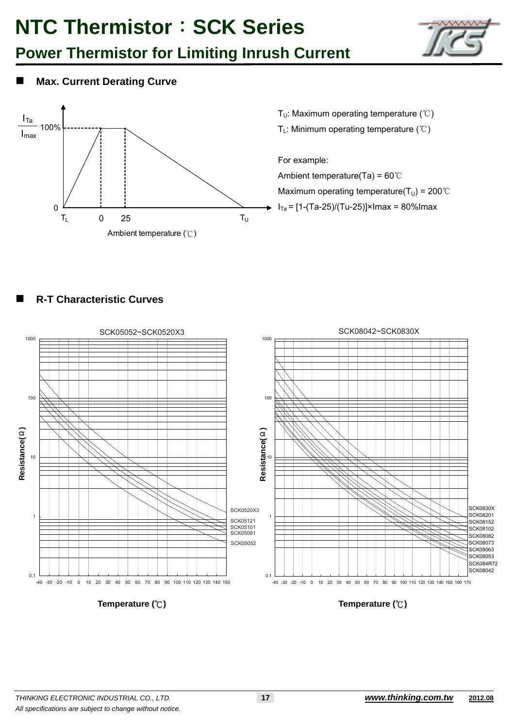# NTC Thermistor：SCK Series

## Power Thermistor for Limiting Inrush Current

### Max. Current Derating Curve

$T_U$: Maximum operating temperature (℃)

$T_L$: Minimum operating temperature (℃)

For example:

Ambient temperature(Ta) = 60℃

Maximum operating temperature($T_U$) = 200℃

$I_{Ta}$ = [1-(Ta-25)/(Tu-25)]×Imax = 80%Imax

### R-T Characteristic Curves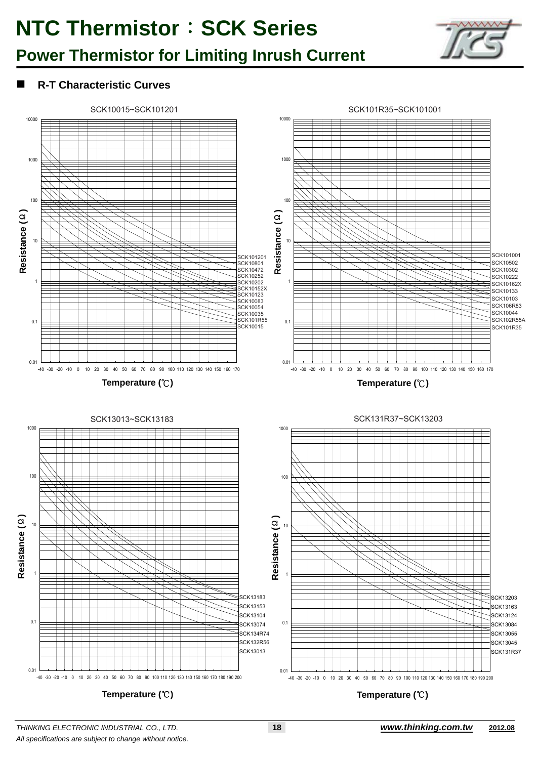# NTC Thermistor：SCK Series

## Power Thermistor for Limiting Inrush Current

### R-T Characteristic Curves

SCK10015~SCK101201

Resistance (Ω)

Temperature (℃)

SCK101201, SCK10801, SCK10472, SCK10252, SCK10202, SCK10152X, SCK10123, SCK10083, SCK10054, SCK10035, SCK101R55, SCK10015

SCK101R35~SCK101001

Resistance (Ω)

Temperature (℃)

SCK101001, SCK10502, SCK10302, SCK10222, SCK10162X, SCK10133, SCK10103, SCK106R83, SCK10044, SCK102R55A, SCK101R35

SCK13013~SCK13183

Resistance (Ω)

Temperature (℃)

SCK13183, SCK13153, SCK13104, SCK13074, SCK134R74, SCK132R56, SCK13013

SCK131R37~SCK13203

Resistance (Ω)

Temperature (℃)

SCK13203, SCK13163, SCK13124, SCK13084, SCK13055, SCK13045, SCK131R37

*THINKING ELECTRONIC INDUSTRIAL CO., LTD.*

*All specifications are subject to change without notice.*

***www.thinking.com.tw*** **2012.08**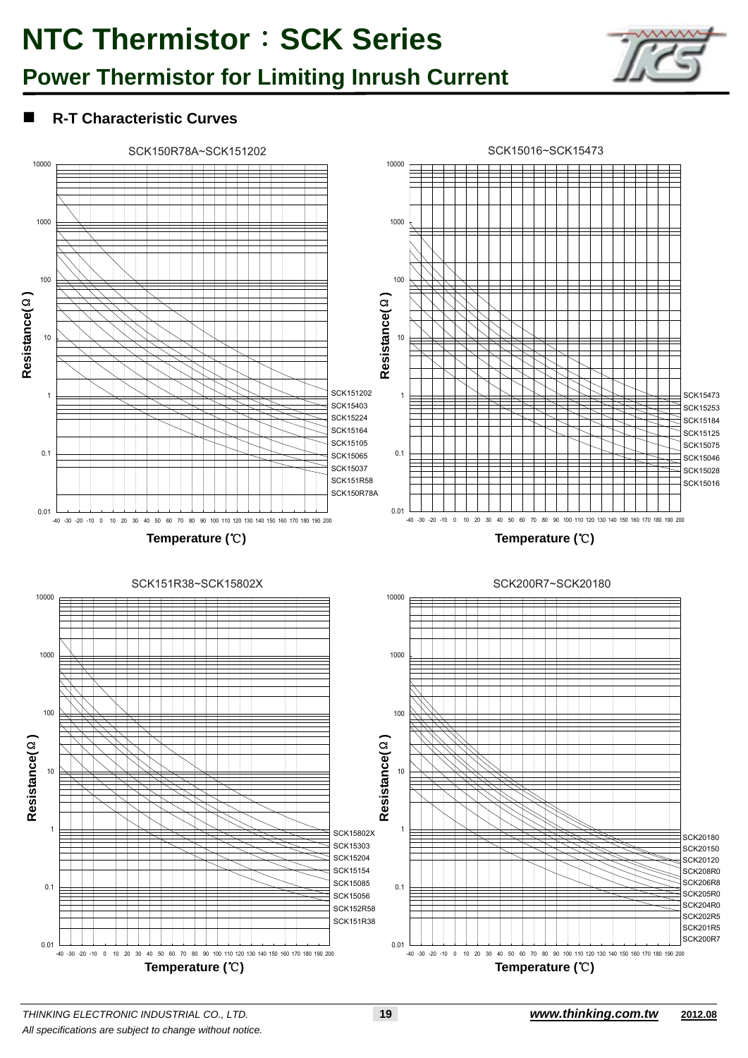# NTC Thermistor：SCK Series

## Power Thermistor for Limiting Inrush Current

### R-T Characteristic Curves

SCK150R78A~SCK151202

Resistance(Ω)

Temperature (℃)

SCK151202, SCK15403, SCK15224, SCK15164, SCK15105, SCK15065, SCK15037, SCK151R58, SCK150R78A

SCK15016~SCK15473

Resistance(Ω)

Temperature (℃)

SCK15473, SCK15253, SCK15184, SCK15125, SCK15075, SCK15046, SCK15028, SCK15016

SCK151R38~SCK15802X

Resistance(Ω)

Temperature (℃)

SCK15802X, SCK15303, SCK15204, SCK15154, SCK15085, SCK15056, SCK152R58, SCK151R38

SCK200R7~SCK20180

Resistance(Ω)

Temperature (℃)

SCK20180, SCK20150, SCK20120, SCK208R0, SCK206R8, SCK205R0, SCK204R0, SCK202R5, SCK201R5, SCK200R7

*All specifications are subject to change without notice.*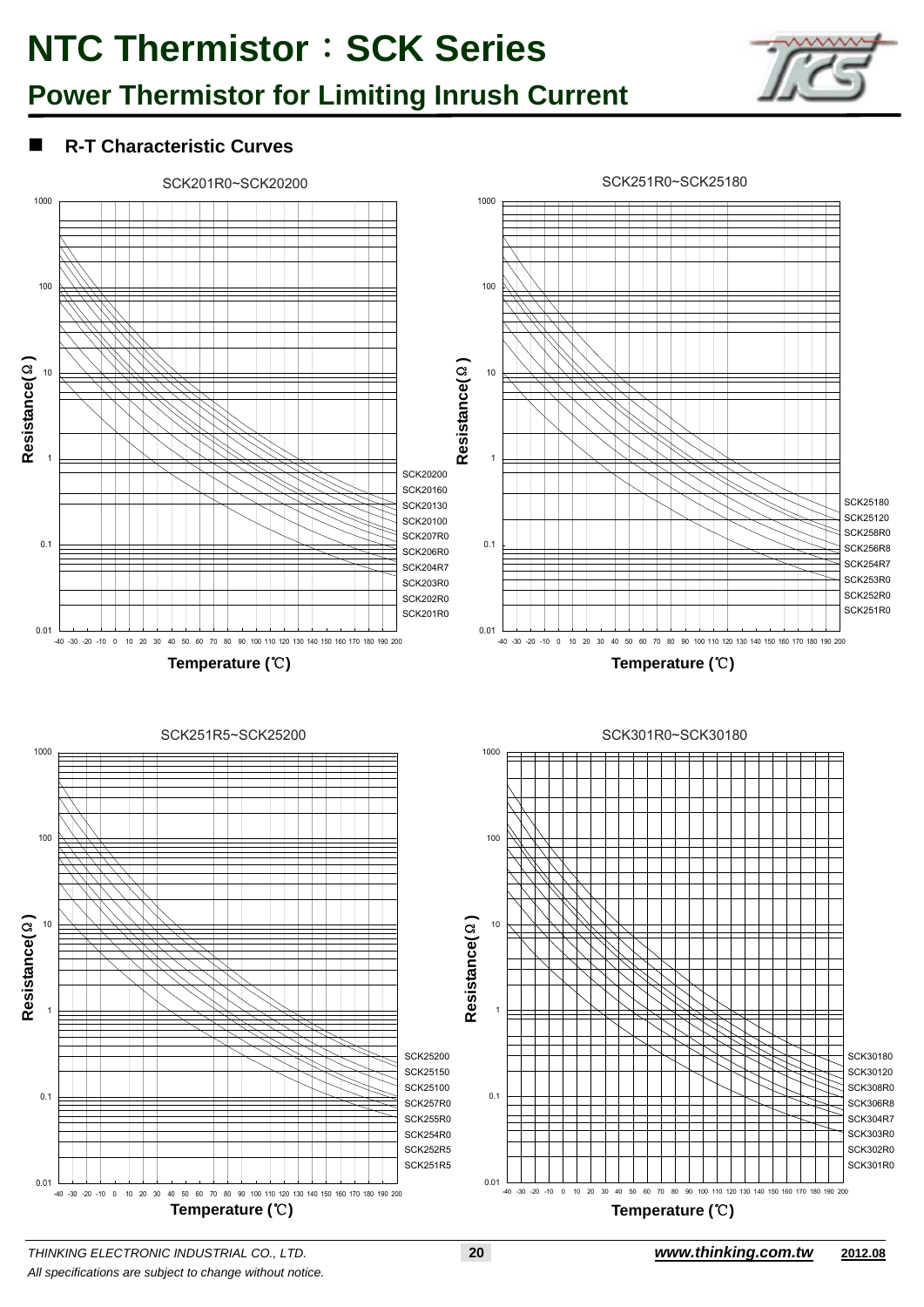# NTC Thermistor：SCK Series

## Power Thermistor for Limiting Inrush Current

### R-T Characteristic Curves

SCK201R0~SCK20200

Resistance(Ω) vs Temperature (℃)

SCK20200, SCK20160, SCK20130, SCK20100, SCK207R0, SCK206R0, SCK204R7, SCK203R0, SCK202R0, SCK201R0

SCK251R0~SCK25180

Resistance(Ω) vs Temperature (℃)

SCK25180, SCK25120, SCK258R0, SCK256R8, SCK254R7, SCK253R0, SCK252R0, SCK251R0

SCK251R5~SCK25200

Resistance(Ω) vs Temperature (℃)

SCK25200, SCK25150, SCK25100, SCK257R0, SCK255R0, SCK254R0, SCK252R5, SCK251R5

SCK301R0~SCK30180

Resistance(Ω) vs Temperature (℃)

SCK30180, SCK30120, SCK308R0, SCK306R8, SCK304R7, SCK303R0, SCK302R0, SCK301R0

*THINKING ELECTRONIC INDUSTRIAL CO., LTD.*

*All specifications are subject to change without notice.*

***www.thinking.com.tw*** **2012.08**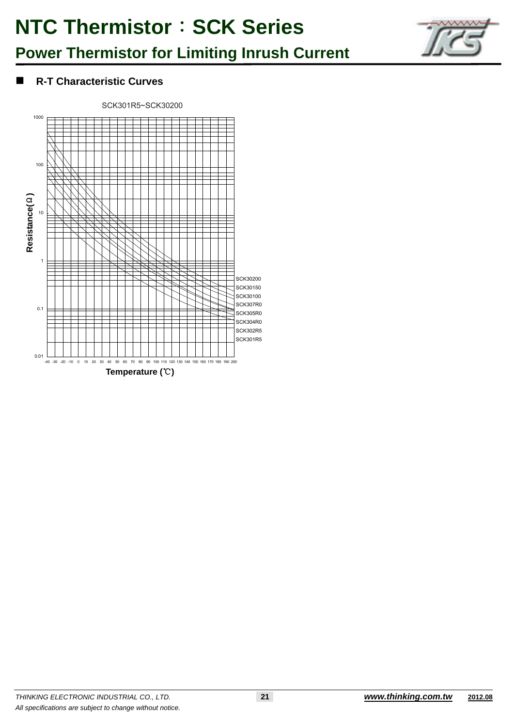## R-T Characteristic Curves

SCK301R5~SCK30200

Resistance(Ω)

1000

100

10

1

0.1

0.01

-40 -30 -20 -10 0 10 20 30 40 50 60 70 80 90 100 110 120 130 140 150 160 170 180 190 200

Temperature (℃)

SCK30200
SCK30150
SCK30100
SCK307R0
SCK305R0
SCK304R0
SCK302R5
SCK301R5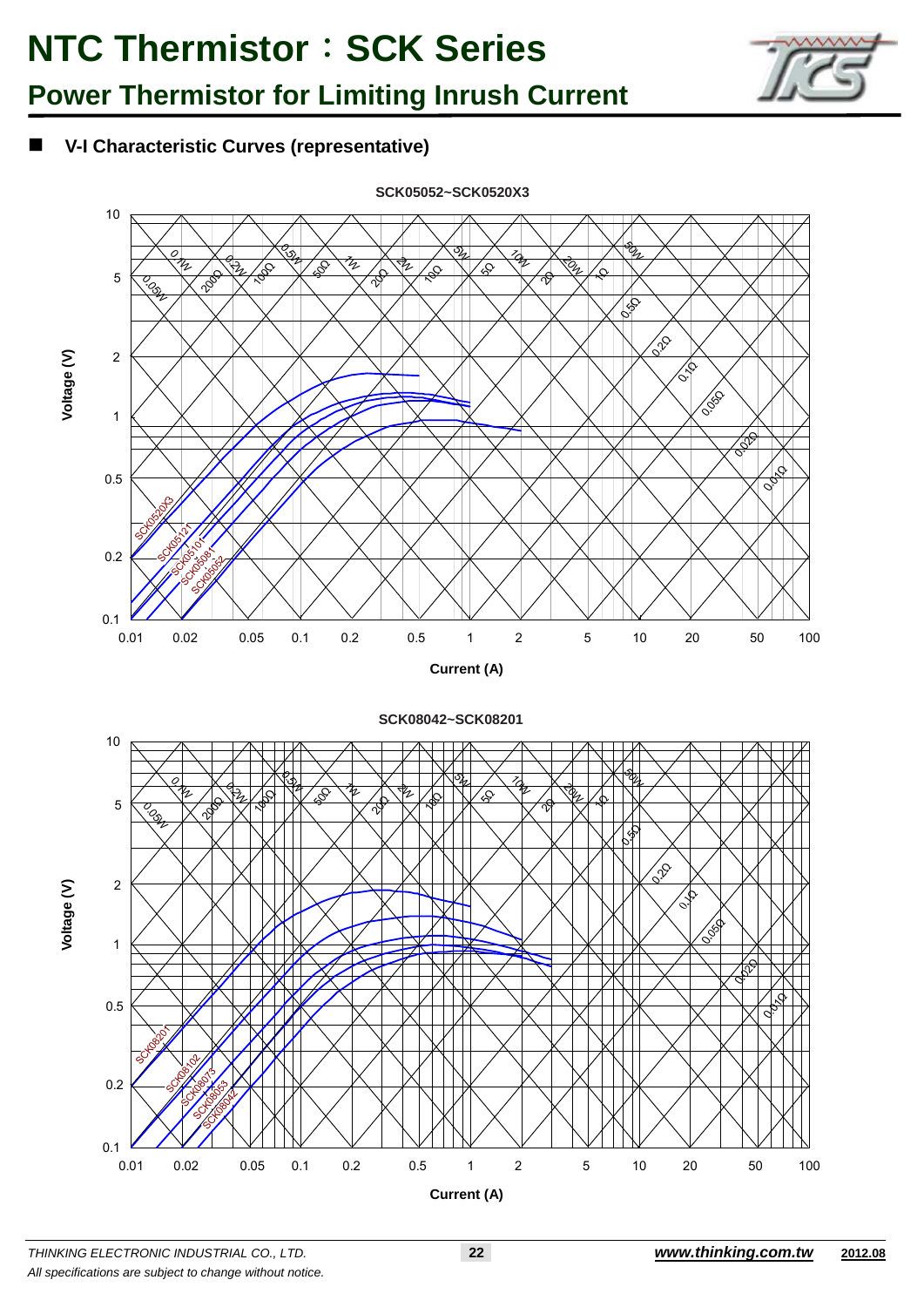# NTC Thermistor：SCK Series

## Power Thermistor for Limiting Inrush Current

■ **V-I Characteristic Curves (representative)**

**SCK05052~SCK0520X3**

Voltage (V)

Current (A)

SCK0520X3, SCK05121, SCK05101, SCK05081, SCK05052

**SCK08042~SCK08201**

Voltage (V)

Current (A)

SCK08201, SCK08102, SCK08073, SCK08053, SCK08042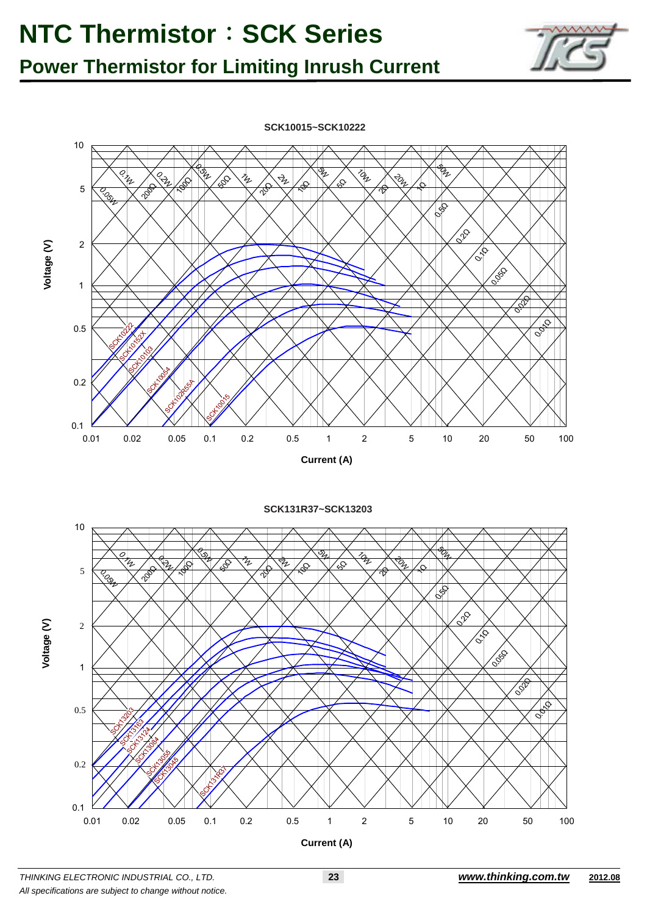# NTC Thermistor：SCK Series

## Power Thermistor for Limiting Inrush Current

**SCK10015~SCK10222**

Voltage (V)

Current (A)

SCK10222, SCK10152X, SCK10103, SCK10054, SCK102R55A, SCK10015

0.05W, 0.1W, 0.2W, 0.5W, 1W, 2W, 5W, 10W, 20W, 50W

200Ω, 100Ω, 50Ω, 20Ω, 10Ω, 5Ω, 2Ω, 1Ω, 0.5Ω, 0.2Ω, 0.1Ω, 0.05Ω, 0.02Ω, 0.01Ω

**SCK131R37~SCK13203**

Voltage (V)

Current (A)

SCK13203, SCK13163, SCK13124, SCK13084, SCK13055, SCK13045, SCK131R37

0.05W, 0.1W, 0.2W, 0.5W, 1W, 2W, 5W, 10W, 20W, 50W

200Ω, 100Ω, 50Ω, 20Ω, 10Ω, 5Ω, 2Ω, 1Ω, 0.5Ω, 0.2Ω, 0.1Ω, 0.05Ω, 0.02Ω, 0.01Ω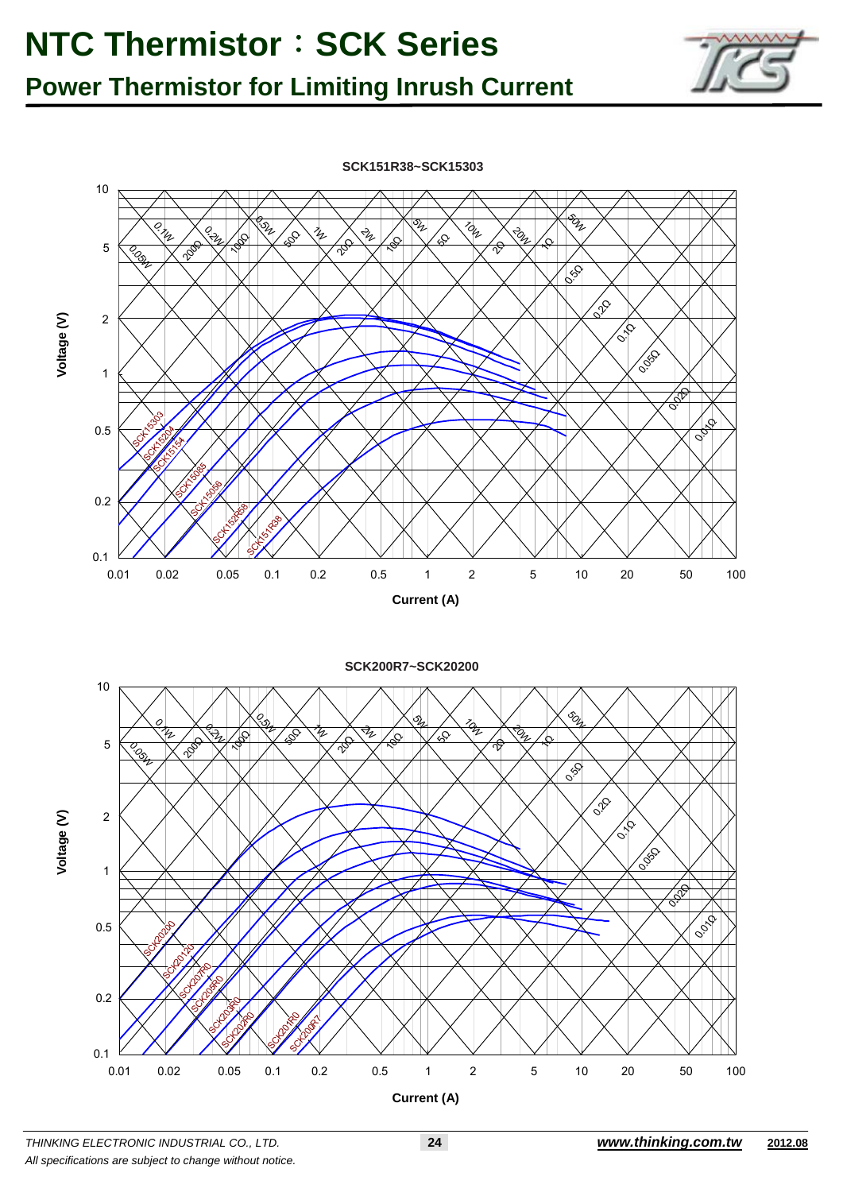# NTC Thermistor：SCK Series

## Power Thermistor for Limiting Inrush Current

SCK151R38~SCK15303

SCK200R7~SCK20200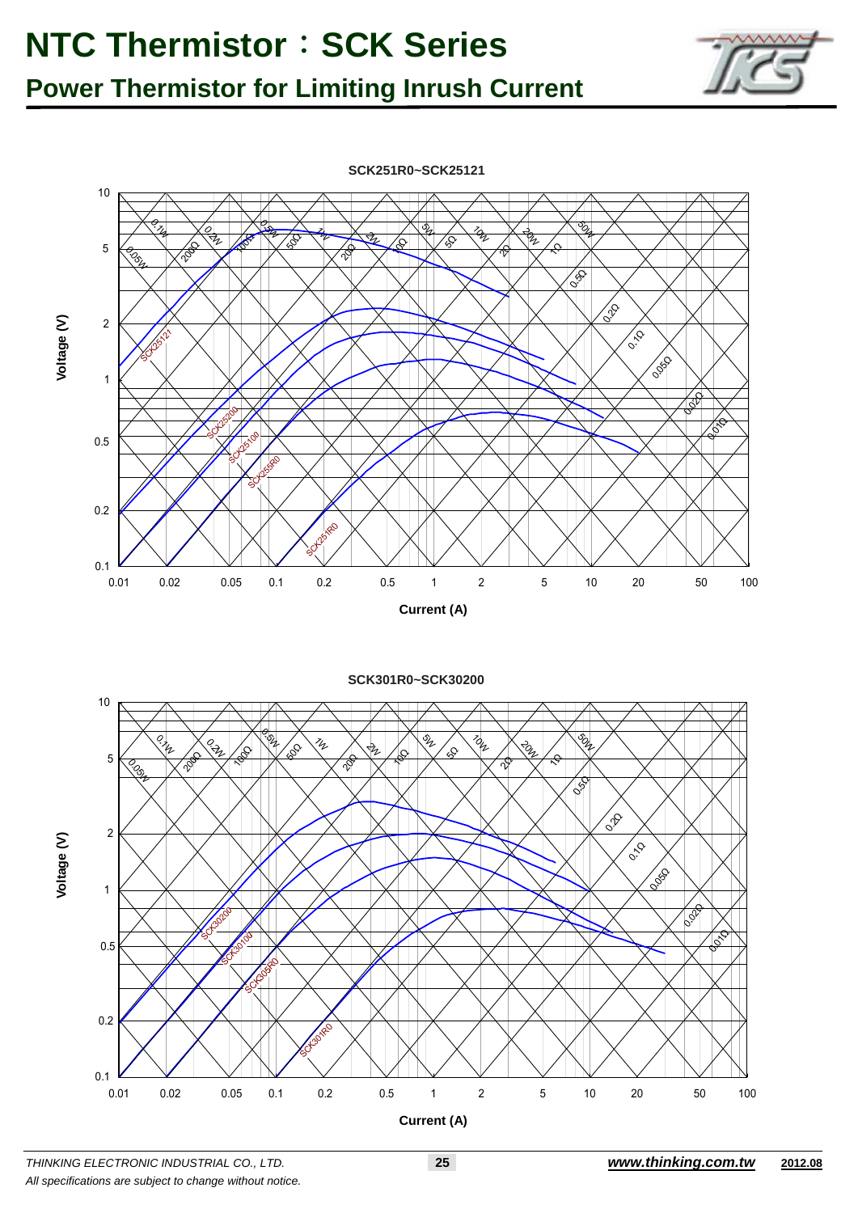# NTC Thermistor：SCK Series

## Power Thermistor for Limiting Inrush Current

**SCK251R0~SCK25121**

Voltage (V)

Current (A)

**SCK301R0~SCK30200**

Voltage (V)

Current (A)

*THINKING ELECTRONIC INDUSTRIAL CO., LTD.*

*All specifications are subject to change without notice.*

***www.thinking.com.tw*** **2012.08**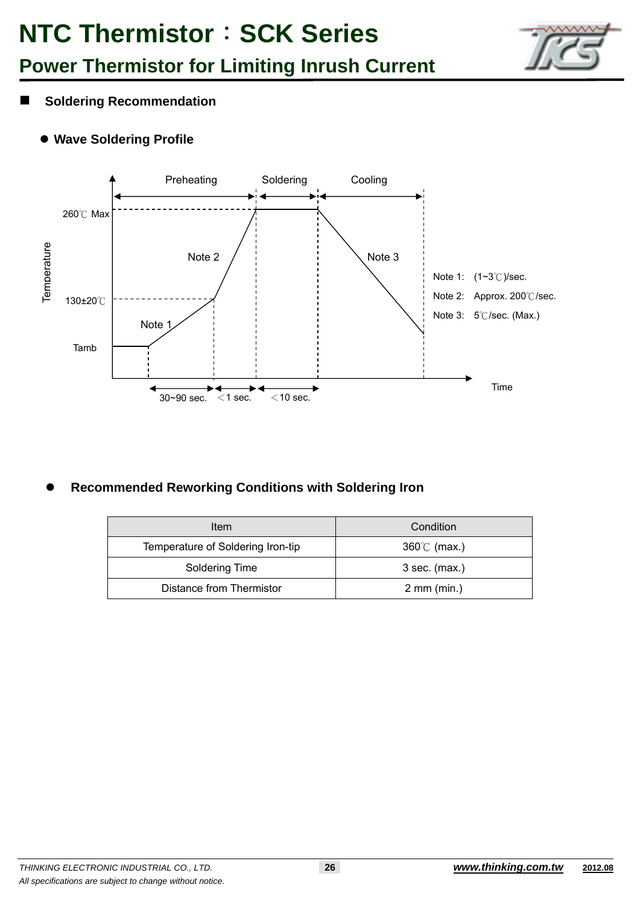## Soldering Recommendation

### Wave Soldering Profile

Preheating | Soldering | Cooling

260℃ Max

Note 2

Note 3

130±20℃

Note 1

Tamb

Temperature

Time

30~90 sec. | ＜1 sec. | ＜10 sec.

Note 1: (1~3℃)/sec.

Note 2: Approx. 200℃/sec.

Note 3: 5℃/sec. (Max.)

### Recommended Reworking Conditions with Soldering Iron

| Item | Condition |
|---|---|
| Temperature of Soldering Iron-tip | 360℃ (max.) |
| Soldering Time | 3 sec. (max.) |
| Distance from Thermistor | 2 mm (min.) |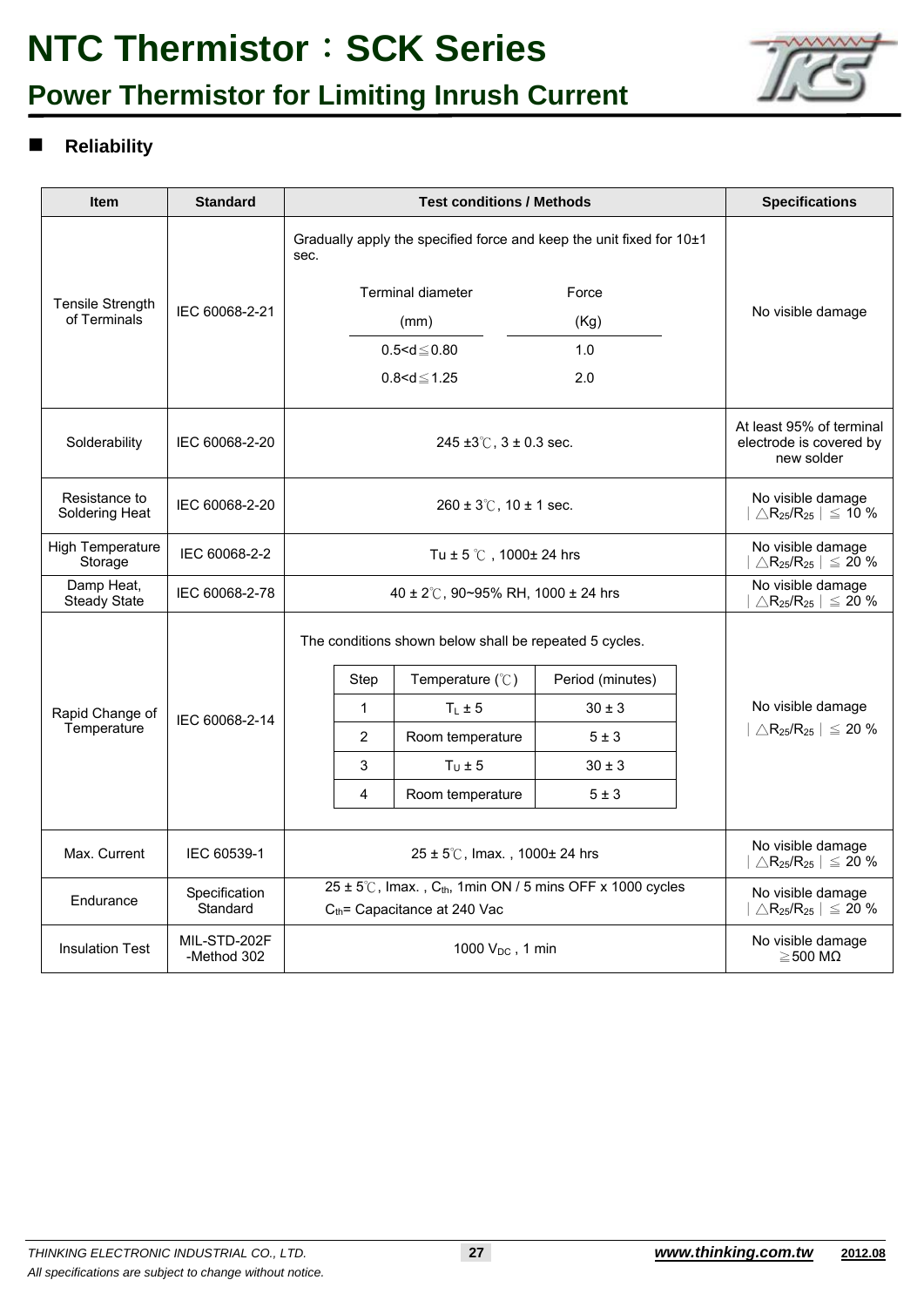# NTC Thermistor：SCK Series

## Power Thermistor for Limiting Inrush Current

### Reliability

| Item | Standard | Test conditions / Methods | Specifications |
|---|---|---|---|
| Tensile Strength of Terminals | IEC 60068-2-21 | Gradually apply the specified force and keep the unit fixed for 10±1 sec.<br><br>Terminal diameter (mm) / Force (Kg):<br>0.5<d≦0.80 — 1.0<br>0.8<d≦1.25 — 2.0 | No visible damage |
| Solderability | IEC 60068-2-20 | 245 ±3℃, 3 ± 0.3 sec. | At least 95% of terminal electrode is covered by new solder |
| Resistance to Soldering Heat | IEC 60068-2-20 | 260 ± 3℃, 10 ± 1 sec. | No visible damage<br>$\left\|\triangle R_{25}/R_{25}\right\| \leq 10$ % |
| High Temperature Storage | IEC 60068-2-2 | Tu ± 5 ℃ , 1000± 24 hrs | No visible damage<br>$\left\|\triangle R_{25}/R_{25}\right\| \leq 20$ % |
| Damp Heat, Steady State | IEC 60068-2-78 | 40 ± 2℃, 90~95% RH, 1000 ± 24 hrs | No visible damage<br>$\left\|\triangle R_{25}/R_{25}\right\| \leq 20$ % |
| Rapid Change of Temperature | IEC 60068-2-14 | The conditions shown below shall be repeated 5 cycles.<br><br>Step 1: $T_L$ ± 5 ℃, 30 ± 3 minutes<br>Step 2: Room temperature, 5 ± 3 minutes<br>Step 3: $T_U$ ± 5 ℃, 30 ± 3 minutes<br>Step 4: Room temperature, 5 ± 3 minutes | No visible damage<br>$\left\|\triangle R_{25}/R_{25}\right\| \leq 20$ % |
| Max. Current | IEC 60539-1 | 25 ± 5℃, Imax. , 1000± 24 hrs | No visible damage<br>$\left\|\triangle R_{25}/R_{25}\right\| \leq 20$ % |
| Endurance | Specification Standard | 25 ± 5℃, Imax. , $C_{th}$, 1min ON / 5 mins OFF x 1000 cycles<br>$C_{th}$= Capacitance at 240 Vac | No visible damage<br>$\left\|\triangle R_{25}/R_{25}\right\| \leq 20$ % |
| Insulation Test | MIL-STD-202F -Method 302 | 1000 $V_{DC}$ , 1 min | No visible damage<br>≧500 MΩ |

*THINKING ELECTRONIC INDUSTRIAL CO., LTD.*
*All specifications are subject to change without notice.*
***www.thinking.com.tw*** **2012.08**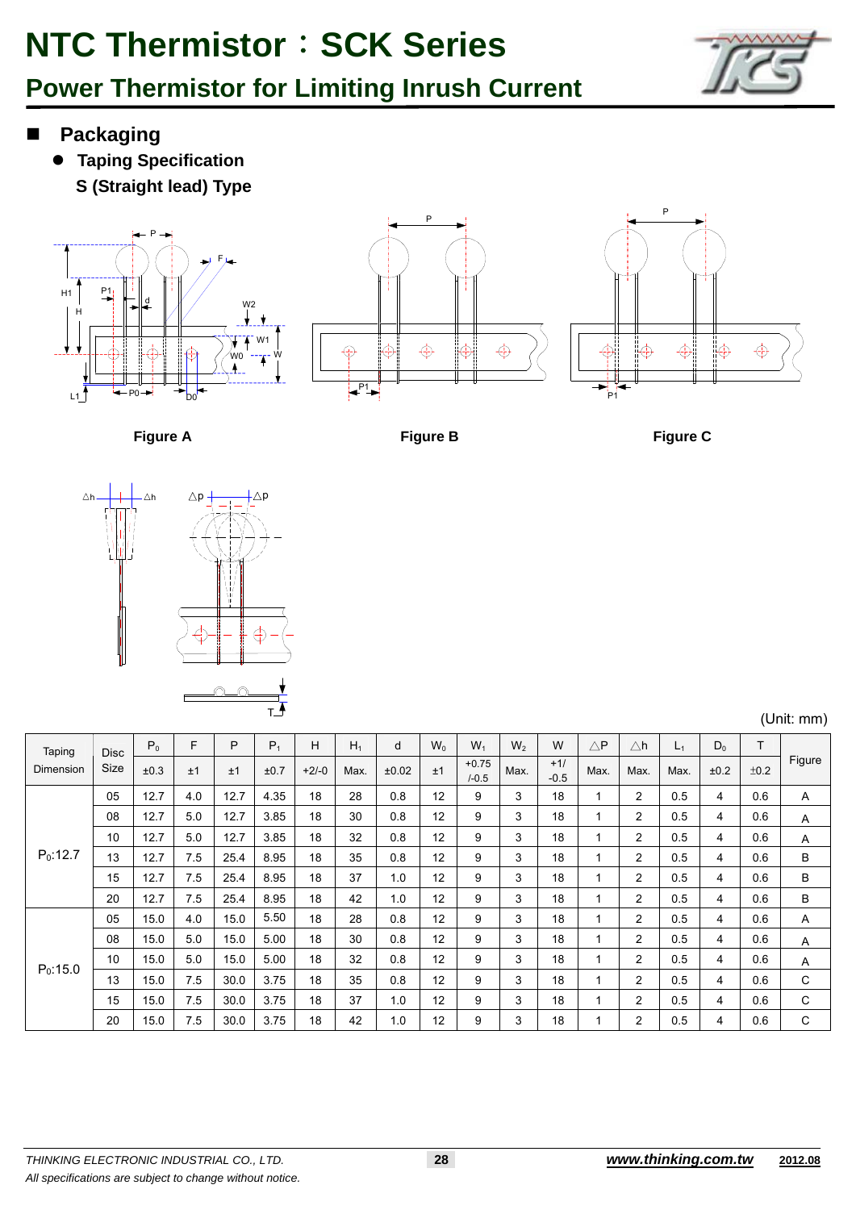# NTC Thermistor：SCK Series

## Power Thermistor for Limiting Inrush Current

## ■ Packaging

- **Taping Specification**

**S (Straight lead) Type**

Figure A

Figure B

Figure C

(Unit: mm)

| Taping Dimension | Disc Size | $P_0$ | F | P | $P_1$ | H | $H_1$ | d | $W_0$ | $W_1$ | $W_2$ | W | △P | △h | $L_1$ | $D_0$ | T | Figure |
|---|---|---|---|---|---|---|---|---|---|---|---|---|---|---|---|---|---|---|
| | | ±0.3 | ±1 | ±1 | ±0.7 | +2/-0 | Max. | ±0.02 | ±1 | +0.75 /-0.5 | Max. | +1/ -0.5 | Max. | Max. | Max. | ±0.2 | ±0.2 | |
| $P_0$:12.7 | 05 | 12.7 | 4.0 | 12.7 | 4.35 | 18 | 28 | 0.8 | 12 | 9 | 3 | 18 | 1 | 2 | 0.5 | 4 | 0.6 | A |
| | 08 | 12.7 | 5.0 | 12.7 | 3.85 | 18 | 30 | 0.8 | 12 | 9 | 3 | 18 | 1 | 2 | 0.5 | 4 | 0.6 | A |
| | 10 | 12.7 | 5.0 | 12.7 | 3.85 | 18 | 32 | 0.8 | 12 | 9 | 3 | 18 | 1 | 2 | 0.5 | 4 | 0.6 | A |
| | 13 | 12.7 | 7.5 | 25.4 | 8.95 | 18 | 35 | 0.8 | 12 | 9 | 3 | 18 | 1 | 2 | 0.5 | 4 | 0.6 | B |
| | 15 | 12.7 | 7.5 | 25.4 | 8.95 | 18 | 37 | 1.0 | 12 | 9 | 3 | 18 | 1 | 2 | 0.5 | 4 | 0.6 | B |
| | 20 | 12.7 | 7.5 | 25.4 | 8.95 | 18 | 42 | 1.0 | 12 | 9 | 3 | 18 | 1 | 2 | 0.5 | 4 | 0.6 | B |
| $P_0$:15.0 | 05 | 15.0 | 4.0 | 15.0 | 5.50 | 18 | 28 | 0.8 | 12 | 9 | 3 | 18 | 1 | 2 | 0.5 | 4 | 0.6 | A |
| | 08 | 15.0 | 5.0 | 15.0 | 5.00 | 18 | 30 | 0.8 | 12 | 9 | 3 | 18 | 1 | 2 | 0.5 | 4 | 0.6 | A |
| | 10 | 15.0 | 5.0 | 15.0 | 5.00 | 18 | 32 | 0.8 | 12 | 9 | 3 | 18 | 1 | 2 | 0.5 | 4 | 0.6 | A |
| | 13 | 15.0 | 7.5 | 30.0 | 3.75 | 18 | 35 | 0.8 | 12 | 9 | 3 | 18 | 1 | 2 | 0.5 | 4 | 0.6 | C |
| | 15 | 15.0 | 7.5 | 30.0 | 3.75 | 18 | 37 | 1.0 | 12 | 9 | 3 | 18 | 1 | 2 | 0.5 | 4 | 0.6 | C |
| | 20 | 15.0 | 7.5 | 30.0 | 3.75 | 18 | 42 | 1.0 | 12 | 9 | 3 | 18 | 1 | 2 | 0.5 | 4 | 0.6 | C |

*THINKING ELECTRONIC INDUSTRIAL CO., LTD.*

*All specifications are subject to change without notice.*

***www.thinking.com.tw*** **2012.08**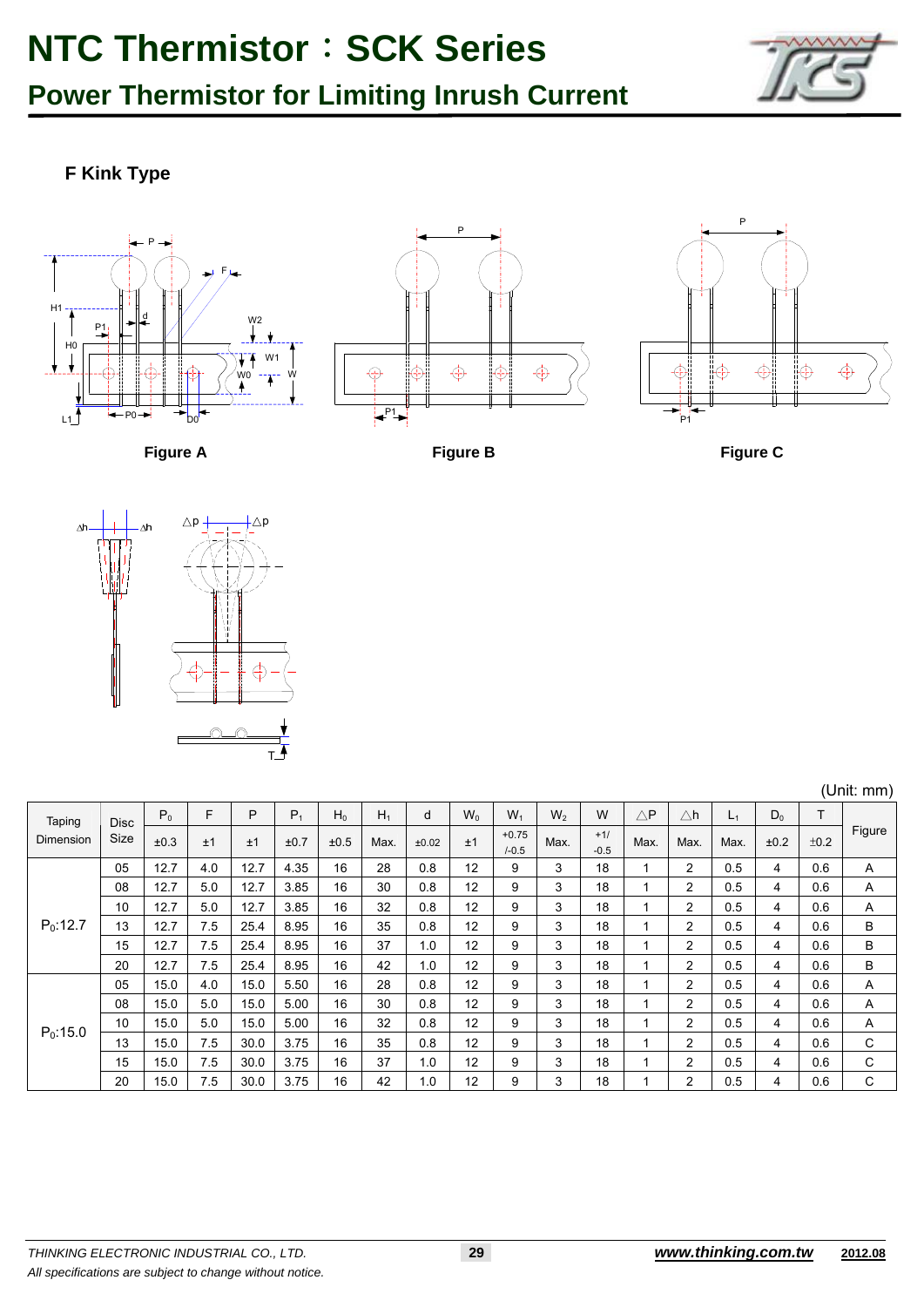# NTC Thermistor：SCK Series

## Power Thermistor for Limiting Inrush Current

### F Kink Type

Figure A

Figure B

Figure C

(Unit: mm)

| Taping Dimension | Disc Size | $P_0$ | F | P | $P_1$ | $H_0$ | $H_1$ | d | $W_0$ | $W_1$ | $W_2$ | W | △P | △h | $L_1$ | $D_0$ | T | Figure |
|---|---|---|---|---|---|---|---|---|---|---|---|---|---|---|---|---|---|---|
| | | ±0.3 | ±1 | ±1 | ±0.7 | ±0.5 | Max. | ±0.02 | ±1 | +0.75/-0.5 | Max. | +1/-0.5 | Max. | Max. | Max. | ±0.2 | ±0.2 | |
| $P_0$:12.7 | 05 | 12.7 | 4.0 | 12.7 | 4.35 | 16 | 28 | 0.8 | 12 | 9 | 3 | 18 | 1 | 2 | 0.5 | 4 | 0.6 | A |
| | 08 | 12.7 | 5.0 | 12.7 | 3.85 | 16 | 30 | 0.8 | 12 | 9 | 3 | 18 | 1 | 2 | 0.5 | 4 | 0.6 | A |
| | 10 | 12.7 | 5.0 | 12.7 | 3.85 | 16 | 32 | 0.8 | 12 | 9 | 3 | 18 | 1 | 2 | 0.5 | 4 | 0.6 | A |
| | 13 | 12.7 | 7.5 | 25.4 | 8.95 | 16 | 35 | 0.8 | 12 | 9 | 3 | 18 | 1 | 2 | 0.5 | 4 | 0.6 | B |
| | 15 | 12.7 | 7.5 | 25.4 | 8.95 | 16 | 37 | 1.0 | 12 | 9 | 3 | 18 | 1 | 2 | 0.5 | 4 | 0.6 | B |
| | 20 | 12.7 | 7.5 | 25.4 | 8.95 | 16 | 42 | 1.0 | 12 | 9 | 3 | 18 | 1 | 2 | 0.5 | 4 | 0.6 | B |
| $P_0$:15.0 | 05 | 15.0 | 4.0 | 15.0 | 5.50 | 16 | 28 | 0.8 | 12 | 9 | 3 | 18 | 1 | 2 | 0.5 | 4 | 0.6 | A |
| | 08 | 15.0 | 5.0 | 15.0 | 5.00 | 16 | 30 | 0.8 | 12 | 9 | 3 | 18 | 1 | 2 | 0.5 | 4 | 0.6 | A |
| | 10 | 15.0 | 5.0 | 15.0 | 5.00 | 16 | 32 | 0.8 | 12 | 9 | 3 | 18 | 1 | 2 | 0.5 | 4 | 0.6 | A |
| | 13 | 15.0 | 7.5 | 30.0 | 3.75 | 16 | 35 | 0.8 | 12 | 9 | 3 | 18 | 1 | 2 | 0.5 | 4 | 0.6 | C |
| | 15 | 15.0 | 7.5 | 30.0 | 3.75 | 16 | 37 | 1.0 | 12 | 9 | 3 | 18 | 1 | 2 | 0.5 | 4 | 0.6 | C |
| | 20 | 15.0 | 7.5 | 30.0 | 3.75 | 16 | 42 | 1.0 | 12 | 9 | 3 | 18 | 1 | 2 | 0.5 | 4 | 0.6 | C |

*THINKING ELECTRONIC INDUSTRIAL CO., LTD.*

*All specifications are subject to change without notice.*

***www.thinking.com.tw*** **2012.08**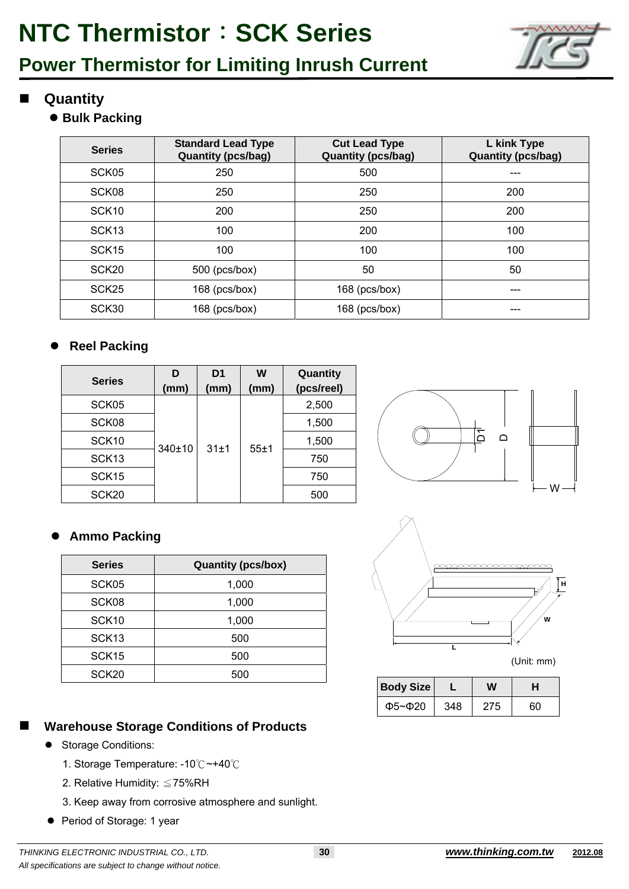# NTC Thermistor：SCK Series

## Power Thermistor for Limiting Inrush Current

## Quantity

### Bulk Packing

| Series | Standard Lead Type Quantity (pcs/bag) | Cut Lead Type Quantity (pcs/bag) | L kink Type Quantity (pcs/bag) |
|---|---|---|---|
| SCK05 | 250 | 500 | --- |
| SCK08 | 250 | 250 | 200 |
| SCK10 | 200 | 250 | 200 |
| SCK13 | 100 | 200 | 100 |
| SCK15 | 100 | 100 | 100 |
| SCK20 | 500 (pcs/box) | 50 | 50 |
| SCK25 | 168 (pcs/box) | 168 (pcs/box) | --- |
| SCK30 | 168 (pcs/box) | 168 (pcs/box) | --- |

### Reel Packing

| Series | D (mm) | D1 (mm) | W (mm) | Quantity (pcs/reel) |
|---|---|---|---|---|
| SCK05 | 340±10 | 31±1 | 55±1 | 2,500 |
| SCK08 | | | | 1,500 |
| SCK10 | | | | 1,500 |
| SCK13 | | | | 750 |
| SCK15 | | | | 750 |
| SCK20 | | | | 500 |

D1
D
W

### Ammo Packing

| Series | Quantity (pcs/box) |
|---|---|
| SCK05 | 1,000 |
| SCK08 | 1,000 |
| SCK10 | 1,000 |
| SCK13 | 500 |
| SCK15 | 500 |
| SCK20 | 500 |

H
W
L

(Unit: mm)

| Body Size | L | W | H |
|---|---|---|---|
| Φ5~Φ20 | 348 | 275 | 60 |

## Warehouse Storage Conditions of Products

- Storage Conditions:
  1. Storage Temperature: -10℃~+40℃
  2. Relative Humidity: ≦75%RH
  3. Keep away from corrosive atmosphere and sunlight.
- Period of Storage: 1 year